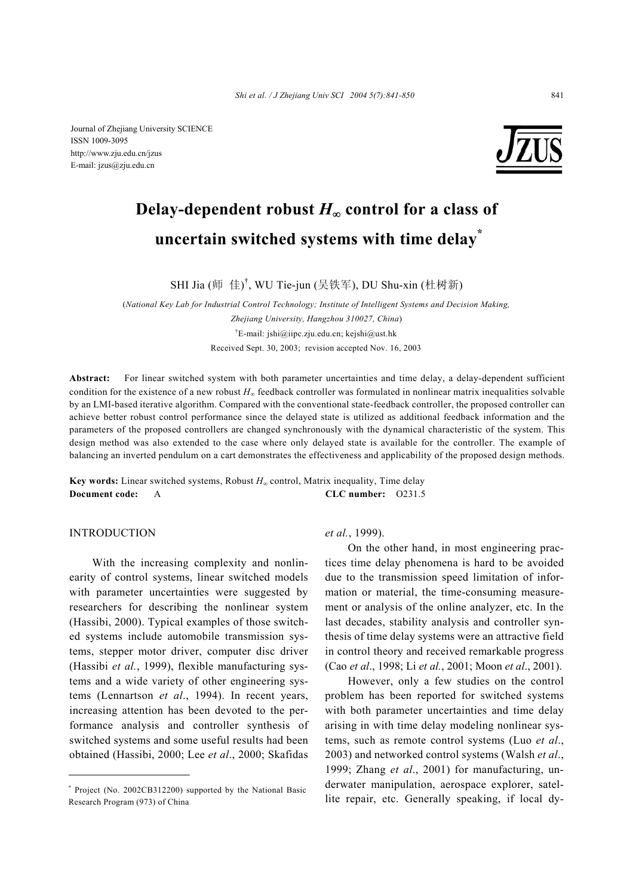Journal of Zhejiang University SCIENCE
ISSN 1009-3095
http://www.zju.edu.cn/jzus
E-mail: jzus@zju.edu.cn

# Delay-dependent robust $H_\infty$ control for a class of uncertain switched systems with time delay*

SHI Jia (师 佳)†, WU Tie-jun (吴铁军), DU Shu-xin (杜树新)

(*National Key Lab for Industrial Control Technology; Institute of Intelligent Systems and Decision Making, Zhejiang University, Hangzhou 310027, China*)

†E-mail: jshi@iipc.zju.edu.cn; kejshi@ust.hk

Received Sept. 30, 2003; revision accepted Nov. 16, 2003

**Abstract:** For linear switched system with both parameter uncertainties and time delay, a delay-dependent sufficient condition for the existence of a new robust $H_\infty$ feedback controller was formulated in nonlinear matrix inequalities solvable by an LMI-based iterative algorithm. Compared with the conventional state-feedback controller, the proposed controller can achieve better robust control performance since the delayed state is utilized as additional feedback information and the parameters of the proposed controllers are changed synchronously with the dynamical characteristic of the system. This design method was also extended to the case where only delayed state is available for the controller. The example of balancing an inverted pendulum on a cart demonstrates the effectiveness and applicability of the proposed design methods.

**Key words:** Linear switched systems, Robust $H_\infty$ control, Matrix inequality, Time delay

**Document code:** A **CLC number:** O231.5

## INTRODUCTION

With the increasing complexity and nonlinearity of control systems, linear switched models with parameter uncertainties were suggested by researchers for describing the nonlinear system (Hassibi, 2000). Typical examples of those switched systems include automobile transmission systems, stepper motor driver, computer disc driver (Hassibi *et al.*, 1999), flexible manufacturing systems and a wide variety of other engineering systems (Lennartson *et al*., 1994). In recent years, increasing attention has been devoted to the performance analysis and controller synthesis of switched systems and some useful results had been obtained (Hassibi, 2000; Lee *et al*., 2000; Skafidas *et al.*, 1999).

On the other hand, in most engineering practices time delay phenomena is hard to be avoided due to the transmission speed limitation of information or material, the time-consuming measurement or analysis of the online analyzer, etc. In the last decades, stability analysis and controller synthesis of time delay systems were an attractive field in control theory and received remarkable progress (Cao *et al*., 1998; Li *et al.*, 2001; Moon *et al*., 2001).

However, only a few studies on the control problem has been reported for switched systems with both parameter uncertainties and time delay arising in with time delay modeling nonlinear systems, such as remote control systems (Luo *et al*., 2003) and networked control systems (Walsh *et al*., 1999; Zhang *et al*., 2001) for manufacturing, underwater manipulation, aerospace explorer, satellite repair, etc. Generally speaking, if local dy-

---

* Project (No. 2002CB312200) supported by the National Basic Research Program (973) of China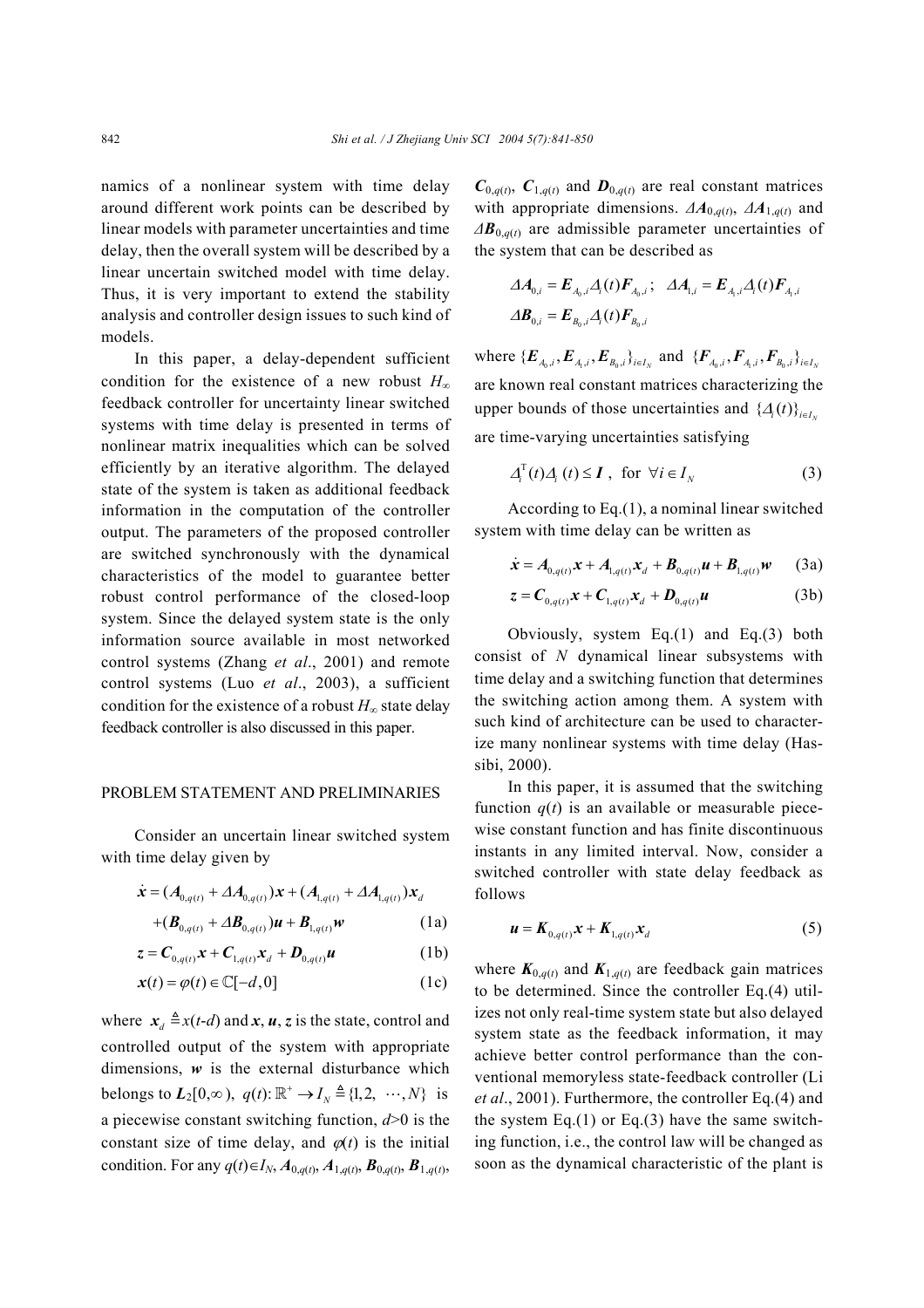namics of a nonlinear system with time delay around different work points can be described by linear models with parameter uncertainties and time delay, then the overall system will be described by a linear uncertain switched model with time delay. Thus, it is very important to extend the stability analysis and controller design issues to such kind of models.

In this paper, a delay-dependent sufficient condition for the existence of a new robust $H_\infty$ feedback controller for uncertainty linear switched systems with time delay is presented in terms of nonlinear matrix inequalities which can be solved efficiently by an iterative algorithm. The delayed state of the system is taken as additional feedback information in the computation of the controller output. The parameters of the proposed controller are switched synchronously with the dynamical characteristics of the model to guarantee better robust control performance of the closed-loop system. Since the delayed system state is the only information source available in most networked control systems (Zhang *et al*., 2001) and remote control systems (Luo *et al*., 2003), a sufficient condition for the existence of a robust $H_\infty$ state delay feedback controller is also discussed in this paper.

## PROBLEM STATEMENT AND PRELIMINARIES

Consider an uncertain linear switched system with time delay given by

$$\dot{\boldsymbol{x}} = (\boldsymbol{A}_{0,q(t)} + \Delta\boldsymbol{A}_{0,q(t)})\boldsymbol{x} + (\boldsymbol{A}_{1,q(t)} + \Delta\boldsymbol{A}_{1,q(t)})\boldsymbol{x}_d$$
$$+(\boldsymbol{B}_{0,q(t)} + \Delta\boldsymbol{B}_{0,q(t)})\boldsymbol{u} + \boldsymbol{B}_{1,q(t)}\boldsymbol{w} \tag{1a}$$

$$\boldsymbol{z} = \boldsymbol{C}_{0,q(t)}\boldsymbol{x} + \boldsymbol{C}_{1,q(t)}\boldsymbol{x}_d + \boldsymbol{D}_{0,q(t)}\boldsymbol{u} \tag{1b}$$

$$\boldsymbol{x}(t) = \varphi(t) \in \mathbb{C}[-d, 0] \tag{1c}$$

where $\boldsymbol{x}_d \triangleq x(t\text{-}d)$ and $\boldsymbol{x}$, $\boldsymbol{u}$, $\boldsymbol{z}$ is the state, control and controlled output of the system with appropriate dimensions, $\boldsymbol{w}$ is the external disturbance which belongs to $\boldsymbol{L}_2[0,\infty)$, $q(t)$: $\mathbb{R}^+ \rightarrow I_N \triangleq \{1,2, \cdots, N\}$ is a piecewise constant switching function, $d$>0 is the constant size of time delay, and $\varphi(t)$ is the initial condition. For any $q(t)\in I_N$, $\boldsymbol{A}_{0,q(t)}$, $\boldsymbol{A}_{1,q(t)}$, $\boldsymbol{B}_{0,q(t)}$, $\boldsymbol{B}_{1,q(t)}$, $\boldsymbol{C}_{0,q(t)}$, $\boldsymbol{C}_{1,q(t)}$ and $\boldsymbol{D}_{0,q(t)}$ are real constant matrices with appropriate dimensions. $\Delta\boldsymbol{A}_{0,q(t)}$, $\Delta\boldsymbol{A}_{1,q(t)}$ and $\Delta\boldsymbol{B}_{0,q(t)}$ are admissible parameter uncertainties of the system that can be described as

$$\Delta\boldsymbol{A}_{0,i} = \boldsymbol{E}_{A_0,i}\Delta_i(t)\boldsymbol{F}_{A_0,i}; \quad \Delta\boldsymbol{A}_{1,i} = \boldsymbol{E}_{A_1,i}\Delta_i(t)\boldsymbol{F}_{A_1,i}$$
$$\Delta\boldsymbol{B}_{0,i} = \boldsymbol{E}_{B_0,i}\Delta_i(t)\boldsymbol{F}_{B_0,i}$$

where $\{\boldsymbol{E}_{A_0,i}, \boldsymbol{E}_{A_1,i}, \boldsymbol{E}_{B_0,i}\}_{i\in I_N}$ and $\{\boldsymbol{F}_{A_0,i}, \boldsymbol{F}_{A_1,i}, \boldsymbol{F}_{B_0,i}\}_{i\in I_N}$ are known real constant matrices characterizing the upper bounds of those uncertainties and $\{\Delta_i(t)\}_{i\in I_N}$ are time-varying uncertainties satisfying

$$\Delta_i^{\mathrm{T}}(t)\Delta_i(t) \le \boldsymbol{I}, \quad \text{for } \forall i \in I_N \tag{3}$$

According to Eq.(1), a nominal linear switched system with time delay can be written as

$$\dot{\boldsymbol{x}} = \boldsymbol{A}_{0,q(t)}\boldsymbol{x} + \boldsymbol{A}_{1,q(t)}\boldsymbol{x}_d + \boldsymbol{B}_{0,q(t)}\boldsymbol{u} + \boldsymbol{B}_{1,q(t)}\boldsymbol{w} \tag{3a}$$

$$\boldsymbol{z} = \boldsymbol{C}_{0,q(t)}\boldsymbol{x} + \boldsymbol{C}_{1,q(t)}\boldsymbol{x}_d + \boldsymbol{D}_{0,q(t)}\boldsymbol{u} \tag{3b}$$

Obviously, system Eq.(1) and Eq.(3) both consist of $N$ dynamical linear subsystems with time delay and a switching function that determines the switching action among them. A system with such kind of architecture can be used to characterize many nonlinear systems with time delay (Hassibi, 2000).

In this paper, it is assumed that the switching function $q(t)$ is an available or measurable piecewise constant function and has finite discontinuous instants in any limited interval. Now, consider a switched controller with state delay feedback as follows

$$\boldsymbol{u} = \boldsymbol{K}_{0,q(t)}\boldsymbol{x} + \boldsymbol{K}_{1,q(t)}\boldsymbol{x}_d \tag{5}$$

where $\boldsymbol{K}_{0,q(t)}$ and $\boldsymbol{K}_{1,q(t)}$ are feedback gain matrices to be determined. Since the controller Eq.(4) utilizes not only real-time system state but also delayed system state as the feedback information, it may achieve better control performance than the conventional memoryless state-feedback controller (Li *et al*., 2001). Furthermore, the controller Eq.(4) and the system Eq.(1) or Eq.(3) have the same switching function, i.e., the control law will be changed as soon as the dynamical characteristic of the plant is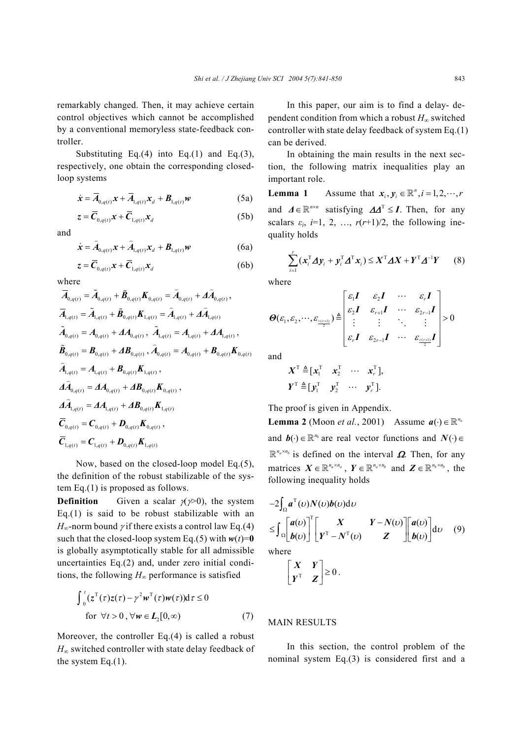remarkably changed. Then, it may achieve certain control objectives which cannot be accomplished by a conventional memoryless state-feedback controller.

Substituting Eq.(4) into Eq.(1) and Eq.(3), respectively, one obtain the corresponding closed-loop systems

$$\dot{\boldsymbol{x}} = \overline{\boldsymbol{A}}_{0,q(t)}\boldsymbol{x} + \overline{\boldsymbol{A}}_{1,q(t)}\boldsymbol{x}_d + \boldsymbol{B}_{1,q(t)}\boldsymbol{w} \tag{5a}$$

$$\boldsymbol{z} = \overline{\boldsymbol{C}}_{0,q(t)}\boldsymbol{x} + \overline{\boldsymbol{C}}_{1,q(t)}\boldsymbol{x}_d \tag{5b}$$

and

$$\dot{\boldsymbol{x}} = \hat{\boldsymbol{A}}_{0,q(t)}\boldsymbol{x} + \hat{\boldsymbol{A}}_{1,q(t)}\boldsymbol{x}_d + \boldsymbol{B}_{1,q(t)}\boldsymbol{w} \tag{6a}$$

$$\boldsymbol{z} = \overline{\boldsymbol{C}}_{0,q(t)}\boldsymbol{x} + \overline{\boldsymbol{C}}_{1,q(t)}\boldsymbol{x}_d \tag{6b}$$

where

$$\overline{\boldsymbol{A}}_{0,q(t)} = \tilde{\boldsymbol{A}}_{0,q(t)} + \tilde{\boldsymbol{B}}_{0,q(t)}\boldsymbol{K}_{0,q(t)} = \hat{\boldsymbol{A}}_{0,q(t)} + \boldsymbol{\Delta}\hat{\boldsymbol{A}}_{0,q(t)},$$

$$\overline{\boldsymbol{A}}_{1,q(t)} = \tilde{\boldsymbol{A}}_{1,q(t)} + \tilde{\boldsymbol{B}}_{0,q(t)}\boldsymbol{K}_{1,q(t)} = \hat{\boldsymbol{A}}_{1,q(t)} + \boldsymbol{\Delta}\hat{\boldsymbol{A}}_{1,q(t)}$$

$$\tilde{\boldsymbol{A}}_{0,q(t)} = \boldsymbol{A}_{0,q(t)} + \boldsymbol{\Delta A}_{0,q(t)},\ \tilde{\boldsymbol{A}}_{1,q(t)} = \boldsymbol{A}_{1,q(t)} + \boldsymbol{\Delta A}_{1,q(t)},$$

$$\tilde{\boldsymbol{B}}_{0,q(t)} = \boldsymbol{B}_{0,q(t)} + \boldsymbol{\Delta B}_{0,q(t)},\ \hat{\boldsymbol{A}}_{0,q(t)} = \boldsymbol{A}_{0,q(t)} + \boldsymbol{B}_{0,q(t)}\boldsymbol{K}_{0,q(t)}$$

$$\hat{\boldsymbol{A}}_{1,q(t)} = \boldsymbol{A}_{1,q(t)} + \boldsymbol{B}_{0,q(t)}\boldsymbol{K}_{1,q(t)},$$

$$\boldsymbol{\Delta}\hat{\boldsymbol{A}}_{0,q(t)} = \boldsymbol{\Delta A}_{0,q(t)} + \boldsymbol{\Delta B}_{0,q(t)}\boldsymbol{K}_{0,q(t)},$$

$$\boldsymbol{\Delta}\hat{\boldsymbol{A}}_{1,q(t)} = \boldsymbol{\Delta A}_{1,q(t)} + \boldsymbol{\Delta B}_{0,q(t)}\boldsymbol{K}_{1,q(t)}$$

$$\overline{\boldsymbol{C}}_{0,q(t)} = \boldsymbol{C}_{0,q(t)} + \boldsymbol{D}_{0,q(t)}\boldsymbol{K}_{0,q(t)},$$

$$\overline{\boldsymbol{C}}_{1,q(t)} = \boldsymbol{C}_{1,q(t)} + \boldsymbol{D}_{0,q(t)}\boldsymbol{K}_{1,q(t)}$$

Now, based on the closed-loop model Eq.(5), the definition of the robust stabilizable of the system Eq.(1) is proposed as follows.

**Definition** Given a scalar $\gamma(\gamma>0)$, the system Eq.(1) is said to be robust stabilizable with an $H_\infty$-norm bound $\gamma$ if there exists a control law Eq.(4) such that the closed-loop system Eq.(5) with $\boldsymbol{w}(t)=\boldsymbol{0}$ is globally asymptotically stable for all admissible uncertainties Eq.(2) and, under zero initial conditions, the following $H_\infty$ performance is satisfied

$$\int_0^t (\boldsymbol{z}^{\mathrm{T}}(\tau)\boldsymbol{z}(\tau) - \gamma^2\boldsymbol{w}^{\mathrm{T}}(\tau)\boldsymbol{w}(\tau))\mathrm{d}\tau \le 0$$
$$\text{for } \forall t>0,\ \forall \boldsymbol{w}\in \boldsymbol{L}_2[0,\infty) \tag{7}$$

Moreover, the controller Eq.(4) is called a robust $H_\infty$ switched controller with state delay feedback of the system Eq.(1).

In this paper, our aim is to find a delay- dependent condition from which a robust $H_\infty$ switched controller with state delay feedback of system Eq.(1) can be derived.

In obtaining the main results in the next section, the following matrix inequalities play an important role.

**Lemma 1** Assume that $\boldsymbol{x}_i, \boldsymbol{y}_i \in \mathbb{R}^n, i=1,2,\cdots,r$ and $\boldsymbol{\Delta}\in\mathbb{R}^{n\times n}$ satisfying $\boldsymbol{\Delta\Delta}^{\mathrm{T}} \le \boldsymbol{I}$. Then, for any scalars $\varepsilon_i$, $i$=1, 2, …, $r(r+1)/2$, the following inequality holds

$$\sum_{i=1}^{r}(\boldsymbol{x}_i^{\mathrm{T}}\boldsymbol{\Delta y}_i + \boldsymbol{y}_i^{\mathrm{T}}\boldsymbol{\Delta}^{\mathrm{T}}\boldsymbol{x}_i) \le \boldsymbol{X}^{\mathrm{T}}\boldsymbol{\Delta X} + \boldsymbol{Y}^{\mathrm{T}}\boldsymbol{\Delta}^{-1}\boldsymbol{Y} \tag{8}$$

where

$$\boldsymbol{\Theta}(\varepsilon_1,\varepsilon_2,\cdots,\varepsilon_{\frac{r(r+1)}{2}}) \triangleq \begin{bmatrix} \varepsilon_1\boldsymbol{I} & \varepsilon_2\boldsymbol{I} & \cdots & \varepsilon_r\boldsymbol{I} \\ \varepsilon_2\boldsymbol{I} & \varepsilon_{r+1}\boldsymbol{I} & \cdots & \varepsilon_{2r-1}\boldsymbol{I} \\ \vdots & \vdots & \ddots & \vdots \\ \varepsilon_r\boldsymbol{I} & \varepsilon_{2r-1}\boldsymbol{I} & \cdots & \varepsilon_{\frac{r(r+1)}{2}}\boldsymbol{I} \end{bmatrix} > 0$$

and

$$\boldsymbol{X}^{\mathrm{T}} \triangleq [\boldsymbol{x}_1^{\mathrm{T}}\ \ \boldsymbol{x}_2^{\mathrm{T}}\ \ \cdots\ \ \boldsymbol{x}_r^{\mathrm{T}}],$$
$$\boldsymbol{Y}^{\mathrm{T}} \triangleq [\boldsymbol{y}_1^{\mathrm{T}}\ \ \boldsymbol{y}_2^{\mathrm{T}}\ \ \cdots\ \ \boldsymbol{y}_r^{\mathrm{T}}].$$

The proof is given in Appendix.

**Lemma 2** (Moon *et al.*, 2001) Assume $\boldsymbol{a}(\cdot)\in\mathbb{R}^{n_a}$ and $\boldsymbol{b}(\cdot)\in\mathbb{R}^{n_b}$ are real vector functions and $\boldsymbol{N}(\cdot)\in\mathbb{R}^{n_a\times n_b}$ is defined on the interval $\boldsymbol{\Omega}$. Then, for any matrices $\boldsymbol{X}\in\mathbb{R}^{n_a\times n_a}$, $\boldsymbol{Y}\in\mathbb{R}^{n_a\times n_b}$ and $\boldsymbol{Z}\in\mathbb{R}^{n_b\times n_b}$, the following inequality holds

$$-2\int_\Omega \boldsymbol{a}^{\mathrm{T}}(\upsilon)\boldsymbol{N}(\upsilon)\boldsymbol{b}(\upsilon)\mathrm{d}\upsilon \le \int_\Omega \begin{bmatrix}\boldsymbol{a}(\upsilon)\\ \boldsymbol{b}(\upsilon)\end{bmatrix}^{\mathrm{T}} \begin{bmatrix}\boldsymbol{X} & \boldsymbol{Y}-\boldsymbol{N}(\upsilon) \\ \boldsymbol{Y}^{\mathrm{T}}-\boldsymbol{N}^{\mathrm{T}}(\upsilon) & \boldsymbol{Z}\end{bmatrix}\begin{bmatrix}\boldsymbol{a}(\upsilon)\\ \boldsymbol{b}(\upsilon)\end{bmatrix}\mathrm{d}\upsilon \tag{9}$$

where

$$\begin{bmatrix}\boldsymbol{X} & \boldsymbol{Y} \\ \boldsymbol{Y}^{\mathrm{T}} & \boldsymbol{Z}\end{bmatrix} \ge 0.$$

## MAIN RESULTS

In this section, the control problem of the nominal system Eq.(3) is considered first and a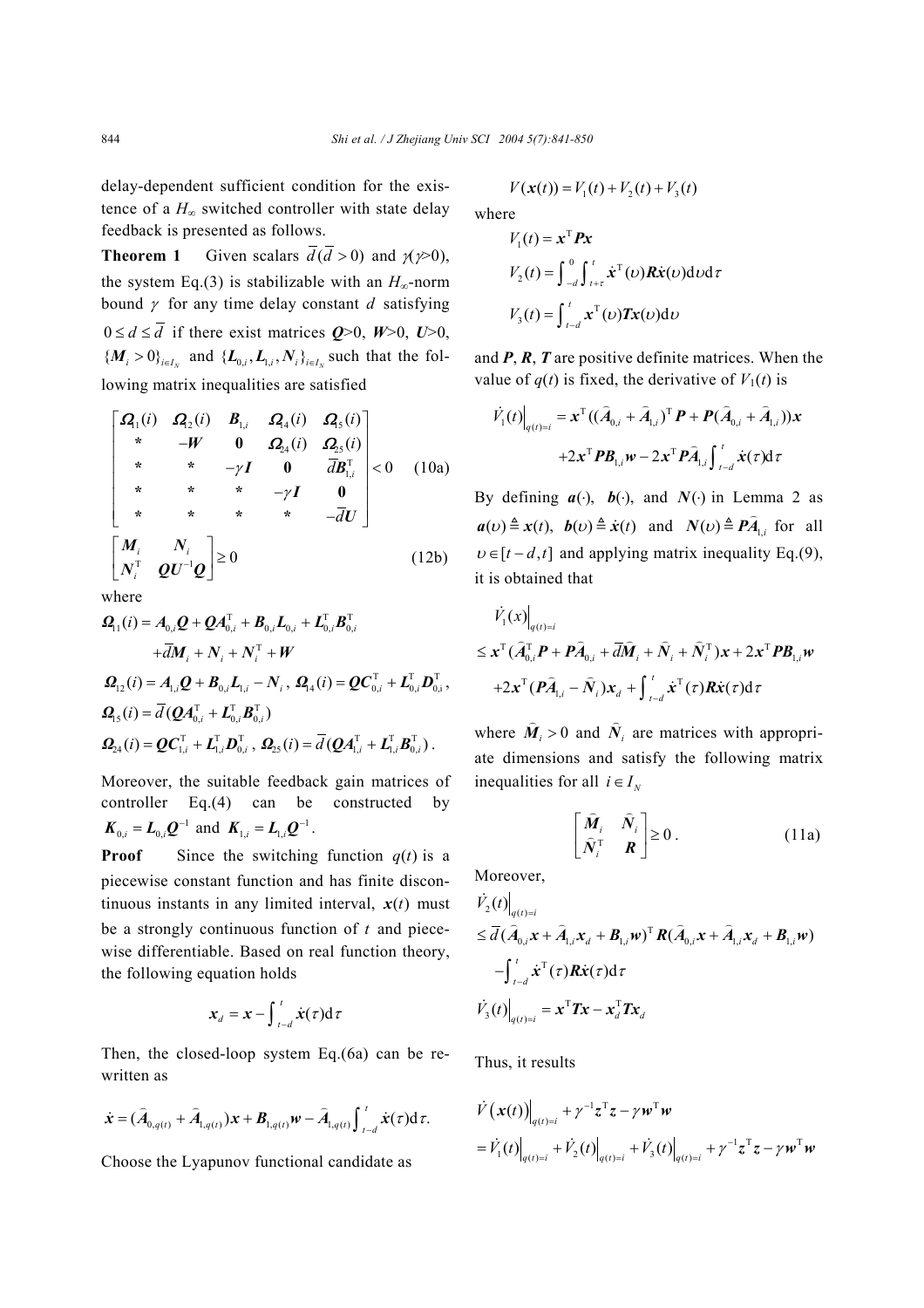delay-dependent sufficient condition for the existence of a $H_\infty$ switched controller with state delay feedback is presented as follows.

**Theorem 1** Given scalars $\bar{d}\,(\bar{d}>0)$ and $\gamma(\gamma>0)$, the system Eq.(3) is stabilizable with an $H_\infty$-norm bound $\gamma$ for any time delay constant $d$ satisfying $0 \le d \le \bar{d}$ if there exist matrices $\boldsymbol{Q}>0$, $\boldsymbol{W}>0$, $\boldsymbol{U}>0$, $\{\boldsymbol{M}_i>0\}_{i\in I_N}$ and $\{\boldsymbol{L}_{0,i}, \boldsymbol{L}_{1,i}, \boldsymbol{N}_i\}_{i\in I_N}$ such that the following matrix inequalities are satisfied

$$
\begin{bmatrix}
\boldsymbol{\Omega}_1(i) & \boldsymbol{\Omega}_2(i) & \boldsymbol{B}_{1,i} & \boldsymbol{\Omega}_4(i) & \boldsymbol{\Omega}_5(i) \\
* & -\boldsymbol{W} & \boldsymbol{0} & \boldsymbol{\Omega}_{24}(i) & \boldsymbol{\Omega}_{25}(i) \\
* & * & -\gamma\boldsymbol{I} & \boldsymbol{0} & \bar{d}\boldsymbol{B}_{1,i}^{\mathrm{T}} \\
* & * & * & -\gamma\boldsymbol{I} & \boldsymbol{0} \\
* & * & * & * & -\bar{d}\boldsymbol{U}
\end{bmatrix} < 0 \tag{10a}
$$

$$
\begin{bmatrix}
\boldsymbol{M}_i & \boldsymbol{N}_i \\
\boldsymbol{N}_i^{\mathrm{T}} & \boldsymbol{Q}\boldsymbol{U}^{-1}\boldsymbol{Q}
\end{bmatrix} \ge 0 \tag{12b}
$$

where

$$
\boldsymbol{\Omega}_{11}(i) = \boldsymbol{A}_{0,i}\boldsymbol{Q} + \boldsymbol{Q}\boldsymbol{A}_{0,i}^{\mathrm{T}} + \boldsymbol{B}_{0,i}\boldsymbol{L}_{0,i} + \boldsymbol{L}_{0,i}^{\mathrm{T}}\boldsymbol{B}_{0,i}^{\mathrm{T}} + \bar{d}\boldsymbol{M}_i + \boldsymbol{N}_i + \boldsymbol{N}_i^{\mathrm{T}} + \boldsymbol{W}
$$

$$
\boldsymbol{\Omega}_{12}(i) = \boldsymbol{A}_{1,i}\boldsymbol{Q} + \boldsymbol{B}_{0,i}\boldsymbol{L}_{1,i} - \boldsymbol{N}_i,\ \boldsymbol{\Omega}_{14}(i) = \boldsymbol{Q}\boldsymbol{C}_{0,i}^{\mathrm{T}} + \boldsymbol{L}_{0,i}^{\mathrm{T}}\boldsymbol{D}_{0,i}^{\mathrm{T}},
$$

$$
\boldsymbol{\Omega}_{15}(i) = \bar{d}(\boldsymbol{Q}\boldsymbol{A}_{0,i}^{\mathrm{T}} + \boldsymbol{L}_{0,i}^{\mathrm{T}}\boldsymbol{B}_{0,i}^{\mathrm{T}})
$$

$$
\boldsymbol{\Omega}_{24}(i) = \boldsymbol{Q}\boldsymbol{C}_{1,i}^{\mathrm{T}} + \boldsymbol{L}_{1,i}^{\mathrm{T}}\boldsymbol{D}_{0,i}^{\mathrm{T}},\ \boldsymbol{\Omega}_{25}(i) = \bar{d}(\boldsymbol{Q}\boldsymbol{A}_{1,i}^{\mathrm{T}} + \boldsymbol{L}_{1,i}^{\mathrm{T}}\boldsymbol{B}_{0,i}^{\mathrm{T}}).
$$

Moreover, the suitable feedback gain matrices of controller Eq.(4) can be constructed by $\boldsymbol{K}_{0,i} = \boldsymbol{L}_{0,i}\boldsymbol{Q}^{-1}$ and $\boldsymbol{K}_{1,i} = \boldsymbol{L}_{1,i}\boldsymbol{Q}^{-1}$.

**Proof** Since the switching function $q(t)$ is a piecewise constant function and has finite discontinuous instants in any limited interval, $\boldsymbol{x}(t)$ must be a strongly continuous function of $t$ and piecewise differentiable. Based on real function theory, the following equation holds

$$
\boldsymbol{x}_d = \boldsymbol{x} - \int_{t-d}^{t} \dot{\boldsymbol{x}}(\tau)\mathrm{d}\tau
$$

Then, the closed-loop system Eq.(6a) can be rewritten as

$$
\dot{\boldsymbol{x}} = (\widehat{\boldsymbol{A}}_{0,q(t)} + \widehat{\boldsymbol{A}}_{1,q(t)})\boldsymbol{x} + \boldsymbol{B}_{1,q(t)}\boldsymbol{w} - \widehat{\boldsymbol{A}}_{1,q(t)}\int_{t-d}^{t}\dot{\boldsymbol{x}}(\tau)\mathrm{d}\tau.
$$

Choose the Lyapunov functional candidate as

$$
V(\boldsymbol{x}(t)) = V_1(t) + V_2(t) + V_3(t)
$$

where

$$
V_1(t) = \boldsymbol{x}^{\mathrm{T}}\boldsymbol{P}\boldsymbol{x}
$$

$$
V_2(t) = \int_{-d}^{0}\int_{t+\tau}^{t}\dot{\boldsymbol{x}}^{\mathrm{T}}(\upsilon)\boldsymbol{R}\dot{\boldsymbol{x}}(\upsilon)\mathrm{d}\upsilon\mathrm{d}\tau
$$

$$
V_3(t) = \int_{t-d}^{t}\boldsymbol{x}^{\mathrm{T}}(\upsilon)\boldsymbol{T}\boldsymbol{x}(\upsilon)\mathrm{d}\upsilon
$$

and $\boldsymbol{P}$, $\boldsymbol{R}$, $\boldsymbol{T}$ are positive definite matrices. When the value of $q(t)$ is fixed, the derivative of $V_1(t)$ is

$$
\dot{V}_1(t)\big|_{q(t)=i} = \boldsymbol{x}^{\mathrm{T}}((\widehat{\boldsymbol{A}}_{0,i} + \widehat{\boldsymbol{A}}_{1,i})^{\mathrm{T}}\boldsymbol{P} + \boldsymbol{P}(\widehat{\boldsymbol{A}}_{0,i} + \widehat{\boldsymbol{A}}_{1,i}))\boldsymbol{x} + 2\boldsymbol{x}^{\mathrm{T}}\boldsymbol{P}\boldsymbol{B}_{1,i}\boldsymbol{w} - 2\boldsymbol{x}^{\mathrm{T}}\boldsymbol{P}\widehat{\boldsymbol{A}}_{1,i}\int_{t-d}^{t}\dot{\boldsymbol{x}}(\tau)\mathrm{d}\tau
$$

By defining $\boldsymbol{a}(\cdot)$, $\boldsymbol{b}(\cdot)$, and $\boldsymbol{N}(\cdot)$ in Lemma 2 as $\boldsymbol{a}(\upsilon) \triangleq \boldsymbol{x}(t)$, $\boldsymbol{b}(\upsilon) \triangleq \dot{\boldsymbol{x}}(t)$ and $\boldsymbol{N}(\upsilon) \triangleq \boldsymbol{P}\widehat{\boldsymbol{A}}_{1,i}$ for all $\upsilon \in [t-d, t]$ and applying matrix inequality Eq.(9), it is obtained that

$$
\begin{aligned}
&\dot{V}_1(x)\big|_{q(t)=i} \\
&\le \boldsymbol{x}^{\mathrm{T}}(\widehat{\boldsymbol{A}}_{0,i}^{\mathrm{T}}\boldsymbol{P} + \boldsymbol{P}\widehat{\boldsymbol{A}}_{0,i} + \bar{d}\widehat{\boldsymbol{M}}_i + \widehat{\boldsymbol{N}}_i + \widehat{\boldsymbol{N}}_i^{\mathrm{T}})\boldsymbol{x} + 2\boldsymbol{x}^{\mathrm{T}}\boldsymbol{P}\boldsymbol{B}_{1,i}\boldsymbol{w} \\
&\quad + 2\boldsymbol{x}^{\mathrm{T}}(\boldsymbol{P}\widehat{\boldsymbol{A}}_{1,i} - \widehat{\boldsymbol{N}}_i)\boldsymbol{x}_d + \int_{t-d}^{t}\dot{\boldsymbol{x}}^{\mathrm{T}}(\tau)\boldsymbol{R}\dot{\boldsymbol{x}}(\tau)\mathrm{d}\tau
\end{aligned}
$$

where $\widehat{\boldsymbol{M}}_i > 0$ and $\widehat{\boldsymbol{N}}_i$ are matrices with appropriate dimensions and satisfy the following matrix inequalities for all $i \in I_N$

$$
\begin{bmatrix}
\widehat{\boldsymbol{M}}_i & \widehat{\boldsymbol{N}}_i \\
\widehat{\boldsymbol{N}}_i^{\mathrm{T}} & \boldsymbol{R}
\end{bmatrix} \ge 0. \tag{11a}
$$

Moreover,

$$
\begin{aligned}
&\dot{V}_2(t)\big|_{q(t)=i} \\
&\le \bar{d}(\widehat{\boldsymbol{A}}_{0,i}\boldsymbol{x} + \widehat{\boldsymbol{A}}_{1,i}\boldsymbol{x}_d + \boldsymbol{B}_{1,i}\boldsymbol{w})^{\mathrm{T}}\boldsymbol{R}(\widehat{\boldsymbol{A}}_{0,i}\boldsymbol{x} + \widehat{\boldsymbol{A}}_{1,i}\boldsymbol{x}_d + \boldsymbol{B}_{1,i}\boldsymbol{w}) \\
&\quad - \int_{t-d}^{t}\dot{\boldsymbol{x}}^{\mathrm{T}}(\tau)\boldsymbol{R}\dot{\boldsymbol{x}}(\tau)\mathrm{d}\tau
\end{aligned}
$$

$$
\dot{V}_3(t)\big|_{q(t)=i} = \boldsymbol{x}^{\mathrm{T}}\boldsymbol{T}\boldsymbol{x} - \boldsymbol{x}_d^{\mathrm{T}}\boldsymbol{T}\boldsymbol{x}_d
$$

Thus, it results

$$
\begin{aligned}
&\dot{V}\left(\boldsymbol{x}(t)\right)\big|_{q(t)=i} + \gamma^{-1}\boldsymbol{z}^{\mathrm{T}}\boldsymbol{z} - \gamma\boldsymbol{w}^{\mathrm{T}}\boldsymbol{w} \\
&= \dot{V}_1(t)\big|_{q(t)=i} + \dot{V}_2(t)\big|_{q(t)=i} + \dot{V}_3(t)\big|_{q(t)=i} + \gamma^{-1}\boldsymbol{z}^{\mathrm{T}}\boldsymbol{z} - \gamma\boldsymbol{w}^{\mathrm{T}}\boldsymbol{w}
\end{aligned}
$$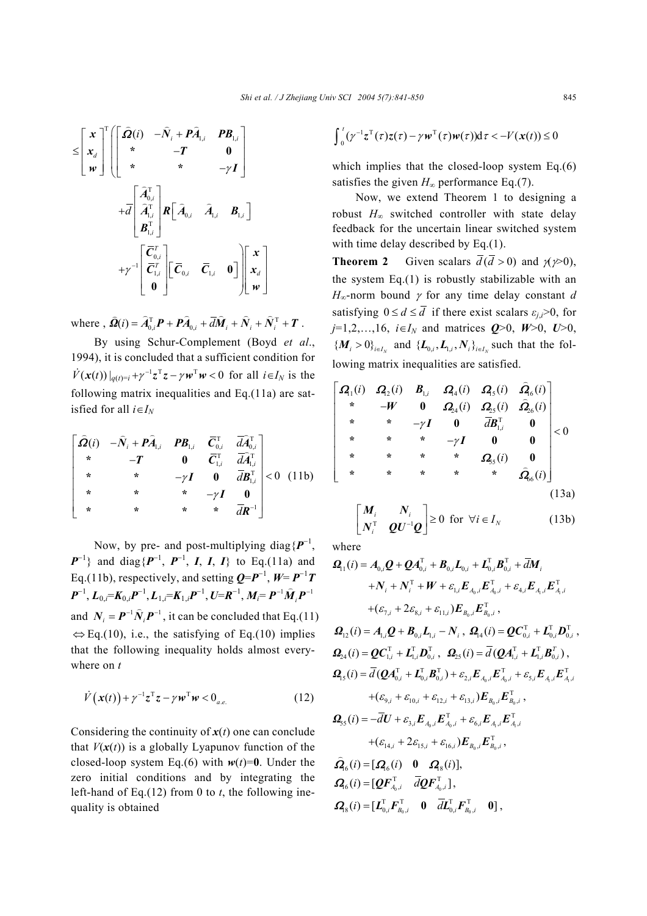$$
\leq \begin{bmatrix} \boldsymbol{x} \\ \boldsymbol{x}_d \\ \boldsymbol{w} \end{bmatrix}^{\mathrm{T}} \left( \begin{bmatrix} \widehat{\boldsymbol{\Omega}}(i) & -\widehat{\boldsymbol{N}}_i + \boldsymbol{P}\widehat{\boldsymbol{A}}_{1,i} & \boldsymbol{P}\boldsymbol{B}_{1,i} \\ * & -\boldsymbol{T} & \boldsymbol{0} \\ * & * & -\gamma \boldsymbol{I} \end{bmatrix} + \overline{d} \begin{bmatrix} \widehat{\boldsymbol{A}}_{0,i}^{\mathrm{T}} \\ \widehat{\boldsymbol{A}}_{1,i}^{\mathrm{T}} \\ \boldsymbol{B}_{1,i}^{\mathrm{T}} \end{bmatrix} \boldsymbol{R} \begin{bmatrix} \widehat{\boldsymbol{A}}_{0,i} & \widehat{\boldsymbol{A}}_{1,i} & \boldsymbol{B}_{1,i} \end{bmatrix} + \gamma^{-1} \begin{bmatrix} \overline{\boldsymbol{C}}_{0,i}^{T} \\ \overline{\boldsymbol{C}}_{1,i}^{T} \\ \boldsymbol{0} \end{bmatrix} \begin{bmatrix} \overline{\boldsymbol{C}}_{0,i} & \overline{\boldsymbol{C}}_{1,i} & \boldsymbol{0} \end{bmatrix} \right) \begin{bmatrix} \boldsymbol{x} \\ \boldsymbol{x}_d \\ \boldsymbol{w} \end{bmatrix}
$$

where , $\widehat{\boldsymbol{\Omega}}(i) = \widehat{\boldsymbol{A}}_{0,i}^{\mathrm{T}}\boldsymbol{P} + \boldsymbol{P}\widehat{\boldsymbol{A}}_{0,i} + \overline{d}\widehat{\boldsymbol{M}}_i + \widehat{\boldsymbol{N}}_i + \widehat{\boldsymbol{N}}_i^{\mathrm{T}} + \boldsymbol{T}$ .

By using Schur-Complement (Boyd *et al.*, 1994), it is concluded that a sufficient condition for $\dot{V}(\boldsymbol{x}(t))|_{q(t)=i} + \gamma^{-1}\boldsymbol{z}^{\mathrm{T}}\boldsymbol{z} - \gamma\boldsymbol{w}^{\mathrm{T}}\boldsymbol{w} < 0$ for all $i \in I_N$ is the following matrix inequalities and Eq.(11a) are satisfied for all $i \in I_N$

$$
\begin{bmatrix} \widehat{\boldsymbol{\Omega}}(i) & -\widehat{\boldsymbol{N}}_i + \boldsymbol{P}\widehat{\boldsymbol{A}}_{1,i} & \boldsymbol{P}\boldsymbol{B}_{1,i} & \overline{\boldsymbol{C}}_{0,i}^{\mathrm{T}} & \overline{d}\widehat{\boldsymbol{A}}_{0,i}^{\mathrm{T}} \\ * & -\boldsymbol{T} & \boldsymbol{0} & \overline{\boldsymbol{C}}_{1,i}^{\mathrm{T}} & \overline{d}\widehat{\boldsymbol{A}}_{1,i}^{\mathrm{T}} \\ * & * & -\gamma\boldsymbol{I} & \boldsymbol{0} & \overline{d}\boldsymbol{B}_{1,i}^{\mathrm{T}} \\ * & * & * & -\gamma\boldsymbol{I} & \boldsymbol{0} \\ * & * & * & * & \overline{d}\boldsymbol{R}^{-1} \end{bmatrix} < 0 \quad (11b)
$$

Now, by pre- and post-multiplying diag$\{\boldsymbol{P}^{-1}, \boldsymbol{P}^{-1}\}$ and diag$\{\boldsymbol{P}^{-1}, \boldsymbol{P}^{-1}, \boldsymbol{I}, \boldsymbol{I}, \boldsymbol{I}\}$ to Eq.(11a) and Eq.(11b), respectively, and setting $\boldsymbol{Q}=\boldsymbol{P}^{-1}$, $\boldsymbol{W}=\boldsymbol{P}^{-1}\boldsymbol{T}\boldsymbol{P}^{-1}$, $\boldsymbol{L}_{0,i}=\boldsymbol{K}_{0,i}\boldsymbol{P}^{-1}$, $\boldsymbol{L}_{1,i}=\boldsymbol{K}_{1,i}\boldsymbol{P}^{-1}$, $\boldsymbol{U}=\boldsymbol{R}^{-1}$, $\boldsymbol{M}_i=\boldsymbol{P}^{-1}\widehat{\boldsymbol{M}}_i\boldsymbol{P}^{-1}$ and $\boldsymbol{N}_i = \boldsymbol{P}^{-1}\widehat{\boldsymbol{N}}_i\boldsymbol{P}^{-1}$, it can be concluded that Eq.(11) $\Leftrightarrow$ Eq.(10), i.e., the satisfying of Eq.(10) implies that the following inequality holds almost everywhere on $t$

$$
\dot{V}(\boldsymbol{x}(t)) + \gamma^{-1}\boldsymbol{z}^{\mathrm{T}}\boldsymbol{z} - \gamma\boldsymbol{w}^{\mathrm{T}}\boldsymbol{w} < 0_{a.e.} \quad (12)
$$

Considering the continuity of $\boldsymbol{x}(t)$ one can conclude that $V(\boldsymbol{x}(t))$ is a globally Lyapunov function of the closed-loop system Eq.(6) with $\boldsymbol{w}(t)=\boldsymbol{0}$. Under the zero initial conditions and by integrating the left-hand of Eq.(12) from 0 to $t$, the following inequality is obtained

$$
\int_0^t (\gamma^{-1}\boldsymbol{z}^{\mathrm{T}}(\tau)\boldsymbol{z}(\tau) - \gamma\boldsymbol{w}^{\mathrm{T}}(\tau)\boldsymbol{w}(\tau))\mathrm{d}\tau < -V(\boldsymbol{x}(t)) \leq 0
$$

which implies that the closed-loop system Eq.(6) satisfies the given $H_\infty$ performance Eq.(7).

Now, we extend Theorem 1 to designing a robust $H_\infty$ switched controller with state delay feedback for the uncertain linear switched system with time delay described by Eq.(1).

**Theorem 2** Given scalars $\overline{d}(\overline{d}>0)$ and $\gamma(\gamma>0)$, the system Eq.(1) is robustly stabilizable with an $H_\infty$-norm bound $\gamma$ for any time delay constant $d$ satisfying $0 \leq d \leq \overline{d}$ if there exist scalars $\varepsilon_{j,i}>0$, for $j=1,2,\ldots,16$, $i \in I_N$ and matrices $\boldsymbol{Q}>0$, $\boldsymbol{W}>0$, $\boldsymbol{U}>0$, $\{\boldsymbol{M}_i>0\}_{i \in I_N}$ and $\{\boldsymbol{L}_{0,i}, \boldsymbol{L}_{1,i}, \boldsymbol{N}_i\}_{i \in I_N}$ such that the following matrix inequalities are satisfied.

$$
\begin{bmatrix} \boldsymbol{\Omega}_{11}(i) & \boldsymbol{\Omega}_{12}(i) & \boldsymbol{B}_{1,i} & \boldsymbol{\Omega}_{14}(i) & \boldsymbol{\Omega}_{5}(i) & \widehat{\boldsymbol{\Omega}}_{16}(i) \\ * & -\boldsymbol{W} & \boldsymbol{0} & \boldsymbol{\Omega}_{24}(i) & \boldsymbol{\Omega}_{25}(i) & \widehat{\boldsymbol{\Omega}}_{26}(i) \\ * & * & -\gamma\boldsymbol{I} & \boldsymbol{0} & \overline{d}\boldsymbol{B}_{1,i}^{\mathrm{T}} & \boldsymbol{0} \\ * & * & * & -\gamma\boldsymbol{I} & \boldsymbol{0} & \boldsymbol{0} \\ * & * & * & * & \boldsymbol{\Omega}_{55}(i) & \boldsymbol{0} \\ * & * & * & * & * & \widehat{\boldsymbol{\Omega}}_{66}(i) \end{bmatrix} < 0 \quad (13a)
$$

$$
\begin{bmatrix} \boldsymbol{M}_i & \boldsymbol{N}_i \\ \boldsymbol{N}_i^{\mathrm{T}} & \boldsymbol{Q}\boldsymbol{U}^{-1}\boldsymbol{Q} \end{bmatrix} \geq 0 \ \text{ for } \ \forall i \in I_N \quad (13b)
$$

where

$$
\begin{aligned}
\boldsymbol{\Omega}_{11}(i) = \ & \boldsymbol{A}_{0,i}\boldsymbol{Q} + \boldsymbol{Q}\boldsymbol{A}_{0,i}^{\mathrm{T}} + \boldsymbol{B}_{0,i}\boldsymbol{L}_{0,i} + \boldsymbol{L}_{0,i}^{\mathrm{T}}\boldsymbol{B}_{0,i}^{\mathrm{T}} + \overline{d}\boldsymbol{M}_i \\
& + \boldsymbol{N}_i + \boldsymbol{N}_i^{\mathrm{T}} + \boldsymbol{W} + \varepsilon_{1,i}\boldsymbol{E}_{A_0,i}\boldsymbol{E}_{A_0,i}^{\mathrm{T}} + \varepsilon_{4,i}\boldsymbol{E}_{A_1,i}\boldsymbol{E}_{A_1,i}^{\mathrm{T}} \\
& + (\varepsilon_{7,i} + 2\varepsilon_{8,i} + \varepsilon_{11,i})\boldsymbol{E}_{B_0,i}\boldsymbol{E}_{B_0,i}^{\mathrm{T}},
\end{aligned}
$$

$\boldsymbol{\Omega}_{12}(i) = \boldsymbol{A}_{1,i}\boldsymbol{Q} + \boldsymbol{B}_{0,i}\boldsymbol{L}_{1,i} - \boldsymbol{N}_i$ , $\boldsymbol{\Omega}_{14}(i) = \boldsymbol{Q}\boldsymbol{C}_{0,i}^{\mathrm{T}} + \boldsymbol{L}_{0,i}^{\mathrm{T}}\boldsymbol{D}_{0,i}^{\mathrm{T}}$ ,

$\boldsymbol{\Omega}_{24}(i) = \boldsymbol{Q}\boldsymbol{C}_{1,i}^{\mathrm{T}} + \boldsymbol{L}_{1,i}^{\mathrm{T}}\boldsymbol{D}_{0,i}^{\mathrm{T}}$ , $\boldsymbol{\Omega}_{25}(i) = \overline{d}(\boldsymbol{Q}\boldsymbol{A}_{1,i}^{\mathrm{T}} + \boldsymbol{L}_{1,i}^{\mathrm{T}}\boldsymbol{B}_{0,i}^{T})$ ,

$$
\begin{aligned}
\boldsymbol{\Omega}_{15}(i) = \ & \overline{d}(\boldsymbol{Q}\boldsymbol{A}_{0,i}^{\mathrm{T}} + \boldsymbol{L}_{0,i}^{\mathrm{T}}\boldsymbol{B}_{0,i}^{\mathrm{T}}) + \varepsilon_{2,i}\boldsymbol{E}_{A_0,i}\boldsymbol{E}_{A_0,i}^{\mathrm{T}} + \varepsilon_{5,i}\boldsymbol{E}_{A_1,i}\boldsymbol{E}_{A_1,i}^{\mathrm{T}} \\
& + (\varepsilon_{9,i} + \varepsilon_{10,i} + \varepsilon_{12,i} + \varepsilon_{13,i})\boldsymbol{E}_{B_0,i}\boldsymbol{E}_{B_0,i}^{\mathrm{T}},
\end{aligned}
$$

$$
\begin{aligned}
\boldsymbol{\Omega}_{55}(i) = \ & -\overline{d}\boldsymbol{U} + \varepsilon_{3,i}\boldsymbol{E}_{A_0,i}\boldsymbol{E}_{A_0,i}^{\mathrm{T}} + \varepsilon_{6,i}\boldsymbol{E}_{A_1,i}\boldsymbol{E}_{A_1,i}^{\mathrm{T}} \\
& + (\varepsilon_{14,i} + 2\varepsilon_{15,i} + \varepsilon_{16,i})\boldsymbol{E}_{B_0,i}\boldsymbol{E}_{B_0,i}^{\mathrm{T}},
\end{aligned}
$$

$\widehat{\boldsymbol{\Omega}}_{16}(i) = [\boldsymbol{\Omega}_{16}(i) \quad \boldsymbol{0} \quad \boldsymbol{\Omega}_{18}(i)]$,

$\boldsymbol{\Omega}_{16}(i) = [\boldsymbol{Q}\boldsymbol{F}_{A_0,i}^{\mathrm{T}} \quad \overline{d}\boldsymbol{Q}\boldsymbol{F}_{A_0,i}^{\mathrm{T}}]$,

$\boldsymbol{\Omega}_{18}(i) = [\boldsymbol{L}_{0,i}^{\mathrm{T}}\boldsymbol{F}_{B_0,i}^{\mathrm{T}} \quad \boldsymbol{0} \quad \overline{d}\boldsymbol{L}_{0,i}^{\mathrm{T}}\boldsymbol{F}_{B_0,i}^{\mathrm{T}} \quad \boldsymbol{0}]$,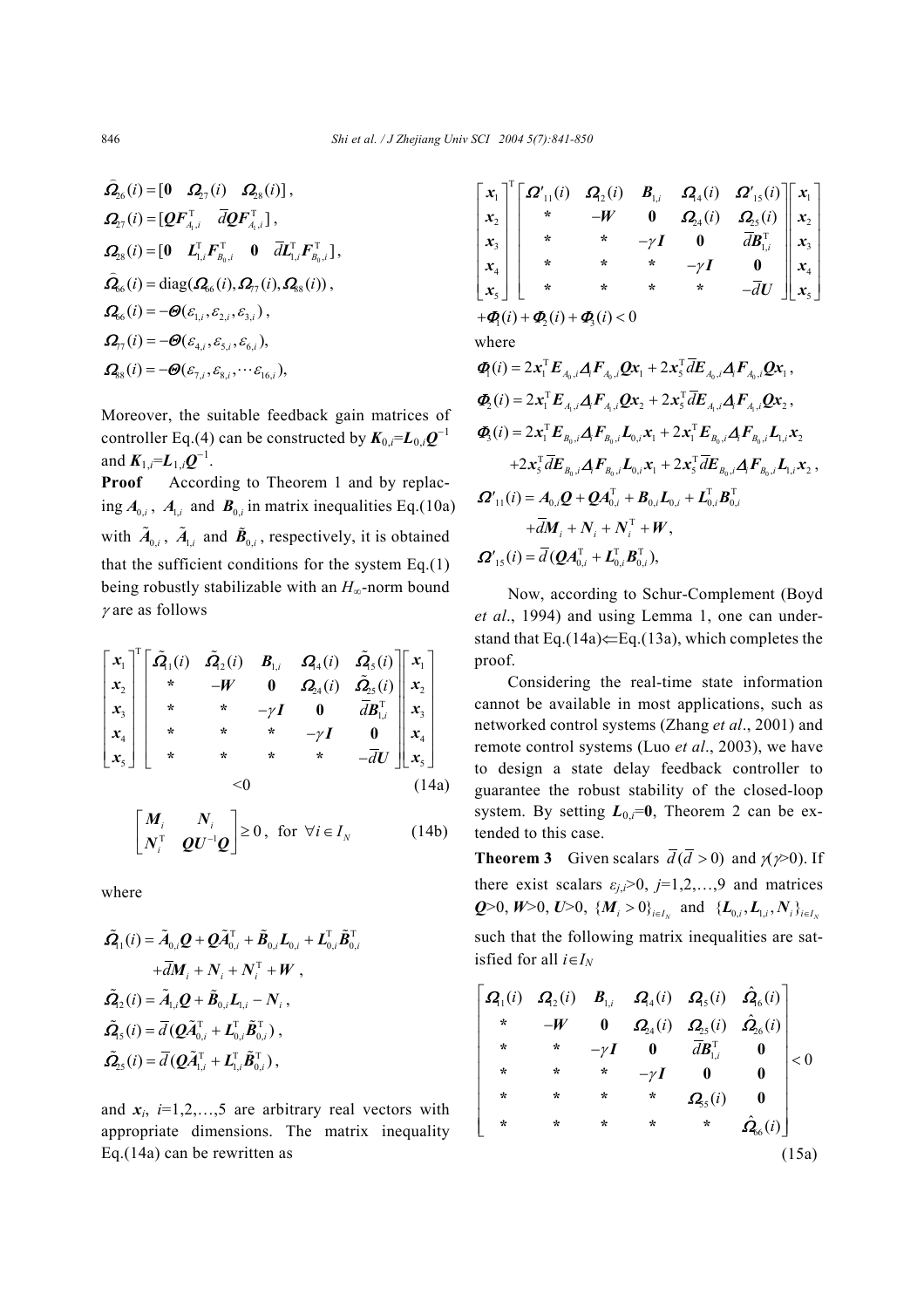$$\hat{\boldsymbol{\Omega}}_{26}(i)=[\mathbf{0}\quad \boldsymbol{\Omega}_{27}(i)\quad \boldsymbol{\Omega}_{28}(i)],$$

$$\boldsymbol{\Omega}_{27}(i)=[\boldsymbol{Q}\boldsymbol{F}_{A_1,i}^{\mathrm{T}}\quad \bar{d}\boldsymbol{Q}\boldsymbol{F}_{A_1,i}^{\mathrm{T}}],$$

$$\boldsymbol{\Omega}_{28}(i)=[\mathbf{0}\quad \boldsymbol{L}_{1,i}^{\mathrm{T}}\boldsymbol{F}_{B_0,i}^{\mathrm{T}}\quad \mathbf{0}\quad \bar{d}\boldsymbol{L}_{1,i}^{\mathrm{T}}\boldsymbol{F}_{B_0,i}^{\mathrm{T}}],$$

$$\hat{\boldsymbol{\Omega}}_{66}(i)=\mathrm{diag}(\boldsymbol{\Omega}_{66}(i),\boldsymbol{\Omega}_{77}(i),\boldsymbol{\Omega}_{88}(i)),$$

$$\boldsymbol{\Omega}_{66}(i)=-\boldsymbol{\Theta}(\varepsilon_{1,i},\varepsilon_{2,i},\varepsilon_{3,i}),$$

$$\boldsymbol{\Omega}_{77}(i)=-\boldsymbol{\Theta}(\varepsilon_{4,i},\varepsilon_{5,i},\varepsilon_{6,i}),$$

$$\boldsymbol{\Omega}_{88}(i)=-\boldsymbol{\Theta}(\varepsilon_{7,i},\varepsilon_{8,i},\cdots\varepsilon_{16,i}),$$

Moreover, the suitable feedback gain matrices of controller Eq.(4) can be constructed by $\boldsymbol{K}_{0,i}=\boldsymbol{L}_{0,i}\boldsymbol{Q}^{-1}$ and $\boldsymbol{K}_{1,i}=\boldsymbol{L}_{1,i}\boldsymbol{Q}^{-1}$.

**Proof** According to Theorem 1 and by replacing $\boldsymbol{A}_{0,i}$, $\boldsymbol{A}_{1,i}$ and $\boldsymbol{B}_{0,i}$ in matrix inequalities Eq.(10a) with $\tilde{\boldsymbol{A}}_{0,i}$, $\tilde{\boldsymbol{A}}_{1,i}$ and $\tilde{\boldsymbol{B}}_{0,i}$, respectively, it is obtained that the sufficient conditions for the system Eq.(1) being robustly stabilizable with an $H_\infty$-norm bound $\gamma$ are as follows

$$\begin{bmatrix}\boldsymbol{x}_1\\ \boldsymbol{x}_2\\ \boldsymbol{x}_3\\ \boldsymbol{x}_4\\ \boldsymbol{x}_5\end{bmatrix}^{\mathrm{T}}\begin{bmatrix}\tilde{\boldsymbol{\Omega}}_{11}(i) & \tilde{\boldsymbol{\Omega}}_{12}(i) & \boldsymbol{B}_{1,i} & \boldsymbol{\Omega}_{14}(i) & \tilde{\boldsymbol{\Omega}}_{15}(i)\\ * & -\boldsymbol{W} & \mathbf{0} & \boldsymbol{\Omega}_{24}(i) & \tilde{\boldsymbol{\Omega}}_{25}(i)\\ * & * & -\gamma\boldsymbol{I} & \mathbf{0} & \bar{d}\boldsymbol{B}_{1,i}^{\mathrm{T}}\\ * & * & * & -\gamma\boldsymbol{I} & \mathbf{0}\\ * & * & * & * & -\bar{d}\boldsymbol{U}\end{bmatrix}\begin{bmatrix}\boldsymbol{x}_1\\ \boldsymbol{x}_2\\ \boldsymbol{x}_3\\ \boldsymbol{x}_4\\ \boldsymbol{x}_5\end{bmatrix}<0 \tag{14a}$$

$$\begin{bmatrix}\boldsymbol{M}_i & \boldsymbol{N}_i\\ \boldsymbol{N}_i^{\mathrm{T}} & \boldsymbol{Q}\boldsymbol{U}^{-1}\boldsymbol{Q}\end{bmatrix}\geq 0,\ \text{for}\ \forall i\in I_N \tag{14b}$$

where

$$\tilde{\boldsymbol{\Omega}}_{11}(i)=\tilde{\boldsymbol{A}}_{0,i}\boldsymbol{Q}+\boldsymbol{Q}\tilde{\boldsymbol{A}}_{0,i}^{\mathrm{T}}+\tilde{\boldsymbol{B}}_{0,i}\boldsymbol{L}_{0,i}+\boldsymbol{L}_{0,i}^{\mathrm{T}}\tilde{\boldsymbol{B}}_{0,i}^{\mathrm{T}}+\bar{d}\boldsymbol{M}_i+\boldsymbol{N}_i+\boldsymbol{N}_i^{\mathrm{T}}+\boldsymbol{W},$$

$$\tilde{\boldsymbol{\Omega}}_{12}(i)=\tilde{\boldsymbol{A}}_{1,i}\boldsymbol{Q}+\tilde{\boldsymbol{B}}_{0,i}\boldsymbol{L}_{1,i}-\boldsymbol{N}_i,$$

$$\tilde{\boldsymbol{\Omega}}_{15}(i)=\bar{d}(\boldsymbol{Q}\tilde{\boldsymbol{A}}_{0,i}^{\mathrm{T}}+\boldsymbol{L}_{0,i}^{\mathrm{T}}\tilde{\boldsymbol{B}}_{0,i}^{\mathrm{T}}),$$

$$\tilde{\boldsymbol{\Omega}}_{25}(i)=\bar{d}(\boldsymbol{Q}\tilde{\boldsymbol{A}}_{1,i}^{\mathrm{T}}+\boldsymbol{L}_{1,i}^{\mathrm{T}}\tilde{\boldsymbol{B}}_{0,i}^{\mathrm{T}}),$$

and $\boldsymbol{x}_i$, $i$=1,2,…,5 are arbitrary real vectors with appropriate dimensions. The matrix inequality Eq.(14a) can be rewritten as

$$\begin{bmatrix}\boldsymbol{x}_1\\ \boldsymbol{x}_2\\ \boldsymbol{x}_3\\ \boldsymbol{x}_4\\ \boldsymbol{x}_5\end{bmatrix}^{\mathrm{T}}\begin{bmatrix}\boldsymbol{\Omega}'_{11}(i) & \boldsymbol{\Omega}_{12}(i) & \boldsymbol{B}_{1,i} & \boldsymbol{\Omega}_{14}(i) & \boldsymbol{\Omega}'_{15}(i)\\ * & -\boldsymbol{W} & \mathbf{0} & \boldsymbol{\Omega}_{24}(i) & \boldsymbol{\Omega}_{25}(i)\\ * & * & -\gamma\boldsymbol{I} & \mathbf{0} & \bar{d}\boldsymbol{B}_{1,i}^{\mathrm{T}}\\ * & * & * & -\gamma\boldsymbol{I} & \mathbf{0}\\ * & * & * & * & -\bar{d}\boldsymbol{U}\end{bmatrix}\begin{bmatrix}\boldsymbol{x}_1\\ \boldsymbol{x}_2\\ \boldsymbol{x}_3\\ \boldsymbol{x}_4\\ \boldsymbol{x}_5\end{bmatrix}+\boldsymbol{\Phi}_1(i)+\boldsymbol{\Phi}_2(i)+\boldsymbol{\Phi}_3(i)<0$$

where

$$\boldsymbol{\Phi}_1(i)=2\boldsymbol{x}_1^{\mathrm{T}}\boldsymbol{E}_{A_0,i}\boldsymbol{\Delta}_i\boldsymbol{F}_{A_0,i}\boldsymbol{Q}\boldsymbol{x}_1+2\boldsymbol{x}_5^{\mathrm{T}}\bar{d}\boldsymbol{E}_{A_0,i}\boldsymbol{\Delta}_i\boldsymbol{F}_{A_0,i}\boldsymbol{Q}\boldsymbol{x}_1,$$

$$\boldsymbol{\Phi}_2(i)=2\boldsymbol{x}_1^{\mathrm{T}}\boldsymbol{E}_{A_1,i}\boldsymbol{\Delta}_i\boldsymbol{F}_{A_1,i}\boldsymbol{Q}\boldsymbol{x}_2+2\boldsymbol{x}_5^{\mathrm{T}}\bar{d}\boldsymbol{E}_{A_1,i}\boldsymbol{\Delta}_i\boldsymbol{F}_{A_1,i}\boldsymbol{Q}\boldsymbol{x}_2,$$

$$\boldsymbol{\Phi}_3(i)=2\boldsymbol{x}_1^{\mathrm{T}}\boldsymbol{E}_{B_0,i}\boldsymbol{\Delta}_i\boldsymbol{F}_{B_0,i}\boldsymbol{L}_{0,i}\boldsymbol{x}_1+2\boldsymbol{x}_1^{\mathrm{T}}\boldsymbol{E}_{B_0,i}\boldsymbol{\Delta}_i\boldsymbol{F}_{B_0,i}\boldsymbol{L}_{1,i}\boldsymbol{x}_2+2\boldsymbol{x}_5^{\mathrm{T}}\bar{d}\boldsymbol{E}_{B_0,i}\boldsymbol{\Delta}_i\boldsymbol{F}_{B_0,i}\boldsymbol{L}_{0,i}\boldsymbol{x}_1+2\boldsymbol{x}_5^{\mathrm{T}}\bar{d}\boldsymbol{E}_{B_0,i}\boldsymbol{\Delta}_i\boldsymbol{F}_{B_0,i}\boldsymbol{L}_{1,i}\boldsymbol{x}_2,$$

$$\boldsymbol{\Omega}'_{11}(i)=\boldsymbol{A}_{0,i}\boldsymbol{Q}+\boldsymbol{Q}\boldsymbol{A}_{0,i}^{\mathrm{T}}+\boldsymbol{B}_{0,i}\boldsymbol{L}_{0,i}+\boldsymbol{L}_{0,i}^{\mathrm{T}}\boldsymbol{B}_{0,i}^{\mathrm{T}}+\bar{d}\boldsymbol{M}_i+\boldsymbol{N}_i+\boldsymbol{N}_i^{\mathrm{T}}+\boldsymbol{W},$$

$$\boldsymbol{\Omega}'_{15}(i)=\bar{d}(\boldsymbol{Q}\boldsymbol{A}_{0,i}^{\mathrm{T}}+\boldsymbol{L}_{0,i}^{\mathrm{T}}\boldsymbol{B}_{0,i}^{\mathrm{T}}),$$

Now, according to Schur-Complement (Boyd *et al*., 1994) and using Lemma 1, one can understand that Eq.(14a)⇐Eq.(13a), which completes the proof.

Considering the real-time state information cannot be available in most applications, such as networked control systems (Zhang *et al*., 2001) and remote control systems (Luo *et al*., 2003), we have to design a state delay feedback controller to guarantee the robust stability of the closed-loop system. By setting $\boldsymbol{L}_{0,i}=\mathbf{0}$, Theorem 2 can be extended to this case.

**Theorem 3** Given scalars $\bar{d}\,(\bar{d}>0)$ and $\gamma(\gamma>0)$. If there exist scalars $\varepsilon_{j,i}>0$, $j$=1,2,…,9 and matrices $\boldsymbol{Q}>0$, $\boldsymbol{W}>0$, $\boldsymbol{U}>0$, $\{\boldsymbol{M}_i>0\}_{i\in I_N}$ and $\{\boldsymbol{L}_{0,i},\boldsymbol{L}_{1,i},\boldsymbol{N}_i\}_{i\in I_N}$ such that the following matrix inequalities are satisfied for all $i\in I_N$

$$\begin{bmatrix}\boldsymbol{\Omega}_{11}(i) & \boldsymbol{\Omega}_{12}(i) & \boldsymbol{B}_{1,i} & \boldsymbol{\Omega}_{14}(i) & \boldsymbol{\Omega}_{15}(i) & \hat{\boldsymbol{\Omega}}_{16}(i)\\ * & -\boldsymbol{W} & \mathbf{0} & \boldsymbol{\Omega}_{24}(i) & \boldsymbol{\Omega}_{25}(i) & \hat{\boldsymbol{\Omega}}_{26}(i)\\ * & * & -\gamma\boldsymbol{I} & \mathbf{0} & \bar{d}\boldsymbol{B}_{1,i}^{\mathrm{T}} & \mathbf{0}\\ * & * & * & -\gamma\boldsymbol{I} & \mathbf{0} & \mathbf{0}\\ * & * & * & * & \boldsymbol{\Omega}_{55}(i) & \mathbf{0}\\ * & * & * & * & * & \hat{\boldsymbol{\Omega}}_{66}(i)\end{bmatrix}<0 \tag{15a}$$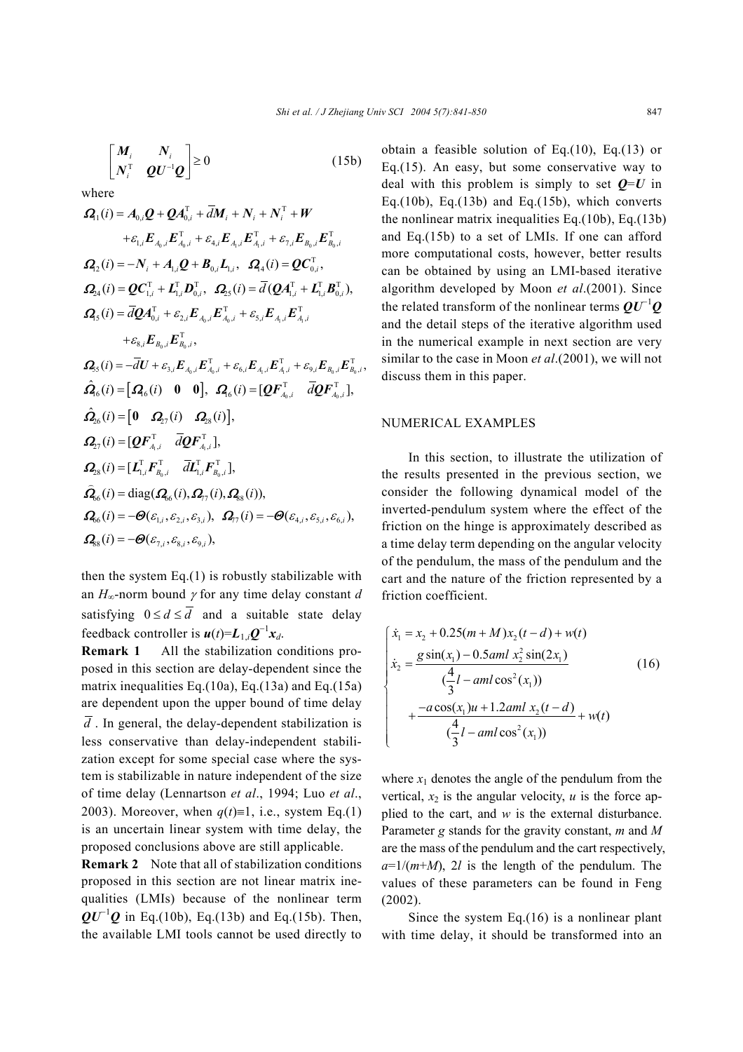$$\begin{bmatrix} \boldsymbol{M}_i & \boldsymbol{N}_i \\ \boldsymbol{N}_i^{\mathrm{T}} & \boldsymbol{Q}\boldsymbol{U}^{-1}\boldsymbol{Q} \end{bmatrix} \geq 0 \tag{15b}$$

where

$$\boldsymbol{\Omega}_{11}(i) = \boldsymbol{A}_{0,i}\boldsymbol{Q} + \boldsymbol{Q}\boldsymbol{A}_{0,i}^{\mathrm{T}} + \bar{d}\boldsymbol{M}_i + \boldsymbol{N}_i + \boldsymbol{N}_i^{\mathrm{T}} + \boldsymbol{W}$$
$$+\varepsilon_{1,i}\boldsymbol{E}_{A_0,i}\boldsymbol{E}_{A_0,i}^{\mathrm{T}} + \varepsilon_{4,i}\boldsymbol{E}_{A_1,i}\boldsymbol{E}_{A_1,i}^{\mathrm{T}} + \varepsilon_{7,i}\boldsymbol{E}_{B_0,i}\boldsymbol{E}_{B_0,i}^{\mathrm{T}}$$

$$\boldsymbol{\Omega}_{12}(i) = -\boldsymbol{N}_i + \boldsymbol{A}_{1,i}\boldsymbol{Q} + \boldsymbol{B}_{0,i}\boldsymbol{L}_{1,i}, \quad \boldsymbol{\Omega}_{14}(i) = \boldsymbol{Q}\boldsymbol{C}_{0,i}^{\mathrm{T}},$$

$$\boldsymbol{\Omega}_{24}(i) = \boldsymbol{Q}\boldsymbol{C}_{1,i}^{\mathrm{T}} + \boldsymbol{L}_{1,i}^{\mathrm{T}}\boldsymbol{D}_{0,i}^{\mathrm{T}}, \quad \boldsymbol{\Omega}_{25}(i) = \bar{d}\,(\boldsymbol{Q}\boldsymbol{A}_{1,i}^{\mathrm{T}} + \boldsymbol{L}_{1,i}^{\mathrm{T}}\boldsymbol{B}_{0,i}^{\mathrm{T}}),$$

$$\boldsymbol{\Omega}_{15}(i) = \bar{d}\boldsymbol{Q}\boldsymbol{A}_{0,i}^{\mathrm{T}} + \varepsilon_{2,i}\boldsymbol{E}_{A_0,i}\boldsymbol{E}_{A_0,i}^{\mathrm{T}} + \varepsilon_{5,i}\boldsymbol{E}_{A_1,i}\boldsymbol{E}_{A_1,i}^{\mathrm{T}}$$
$$+\varepsilon_{8,i}\boldsymbol{E}_{B_0,i}\boldsymbol{E}_{B_0,i}^{\mathrm{T}},$$

$$\boldsymbol{\Omega}_{55}(i) = -\bar{d}U + \varepsilon_{3,i}\boldsymbol{E}_{A_0,i}\boldsymbol{E}_{A_0,i}^{\mathrm{T}} + \varepsilon_{6,i}\boldsymbol{E}_{A_1,i}\boldsymbol{E}_{A_1,i}^{\mathrm{T}} + \varepsilon_{9,i}\boldsymbol{E}_{B_0,i}\boldsymbol{E}_{B_0,i}^{\mathrm{T}},$$

$$\hat{\boldsymbol{\Omega}}_{16}(i) = \begin{bmatrix} \boldsymbol{\Omega}_{16}(i) & \boldsymbol{0} & \boldsymbol{0} \end{bmatrix}, \; \boldsymbol{\Omega}_{16}(i) = [\boldsymbol{Q}\boldsymbol{F}_{A_0,i}^{\mathrm{T}} \quad \bar{d}\boldsymbol{Q}\boldsymbol{F}_{A_0,i}^{\mathrm{T}}],$$

$$\hat{\boldsymbol{\Omega}}_{26}(i) = \begin{bmatrix} \boldsymbol{0} & \boldsymbol{\Omega}_{27}(i) & \boldsymbol{\Omega}_{28}(i) \end{bmatrix},$$

$$\boldsymbol{\Omega}_{27}(i) = [\boldsymbol{Q}\boldsymbol{F}_{A_1,i}^{\mathrm{T}} \quad \bar{d}\boldsymbol{Q}\boldsymbol{F}_{A_1,i}^{\mathrm{T}}],$$

$$\boldsymbol{\Omega}_{28}(i) = [\boldsymbol{L}_{1,i}^{\mathrm{T}}\boldsymbol{F}_{B_0,i}^{\mathrm{T}} \quad \bar{d}\boldsymbol{L}_{1,i}^{\mathrm{T}}\boldsymbol{F}_{B_0,i}^{\mathrm{T}}],$$

$$\hat{\boldsymbol{\Omega}}_{66}(i) = \mathrm{diag}(\boldsymbol{\Omega}_{66}(i), \boldsymbol{\Omega}_{77}(i), \boldsymbol{\Omega}_{88}(i)),$$

$$\boldsymbol{\Omega}_{66}(i) = -\boldsymbol{\Theta}(\varepsilon_{1,i}, \varepsilon_{2,i}, \varepsilon_{3,i}), \quad \boldsymbol{\Omega}_{77}(i) = -\boldsymbol{\Theta}(\varepsilon_{4,i}, \varepsilon_{5,i}, \varepsilon_{6,i}),$$

$$\boldsymbol{\Omega}_{88}(i) = -\boldsymbol{\Theta}(\varepsilon_{7,i}, \varepsilon_{8,i}, \varepsilon_{9,i}),$$

then the system Eq.(1) is robustly stabilizable with an $H_\infty$-norm bound $\gamma$ for any time delay constant $d$ satisfying $0 \leq d \leq \bar{d}$ and a suitable state delay feedback controller is $\boldsymbol{u}(t)=\boldsymbol{L}_{1,i}\boldsymbol{Q}^{-1}\boldsymbol{x}_d$.

**Remark 1** All the stabilization conditions proposed in this section are delay-dependent since the matrix inequalities Eq.(10a), Eq.(13a) and Eq.(15a) are dependent upon the upper bound of time delay $\bar{d}$. In general, the delay-dependent stabilization is less conservative than delay-independent stabilization except for some special case where the system is stabilizable in nature independent of the size of time delay (Lennartson *et al*., 1994; Luo *et al*., 2003). Moreover, when $q(t)\equiv 1$, i.e., system Eq.(1) is an uncertain linear system with time delay, the proposed conclusions above are still applicable.

**Remark 2** Note that all of stabilization conditions proposed in this section are not linear matrix inequalities (LMIs) because of the nonlinear term $\boldsymbol{Q}\boldsymbol{U}^{-1}\boldsymbol{Q}$ in Eq.(10b), Eq.(13b) and Eq.(15b). Then, the available LMI tools cannot be used directly to obtain a feasible solution of Eq.(10), Eq.(13) or Eq.(15). An easy, but some conservative way to deal with this problem is simply to set $\boldsymbol{Q}=\boldsymbol{U}$ in Eq.(10b), Eq.(13b) and Eq.(15b), which converts the nonlinear matrix inequalities Eq.(10b), Eq.(13b) and Eq.(15b) to a set of LMIs. If one can afford more computational costs, however, better results can be obtained by using an LMI-based iterative algorithm developed by Moon *et al*.(2001). Since the related transform of the nonlinear terms $\boldsymbol{Q}\boldsymbol{U}^{-1}\boldsymbol{Q}$ and the detail steps of the iterative algorithm used in the numerical example in next section are very similar to the case in Moon *et al*.(2001), we will not discuss them in this paper.

## NUMERICAL EXAMPLES

In this section, to illustrate the utilization of the results presented in the previous section, we consider the following dynamical model of the inverted-pendulum system where the effect of the friction on the hinge is approximately described as a time delay term depending on the angular velocity of the pendulum, the mass of the pendulum and the cart and the nature of the friction represented by a friction coefficient.

$$\begin{cases} \dot{x}_1 = x_2 + 0.25(m+M)x_2(t-d) + w(t) \\ \dot{x}_2 = \dfrac{g\sin(x_1) - 0.5aml\,x_2^2\sin(2x_1)}{(\frac{4}{3}l - aml\cos^2(x_1))} \\ \quad + \dfrac{-a\cos(x_1)u + 1.2aml\,x_2(t-d)}{(\frac{4}{3}l - aml\cos^2(x_1))} + w(t) \end{cases} \tag{16}$$

where $x_1$ denotes the angle of the pendulum from the vertical, $x_2$ is the angular velocity, $u$ is the force applied to the cart, and $w$ is the external disturbance. Parameter $g$ stands for the gravity constant, $m$ and $M$ are the mass of the pendulum and the cart respectively, $a$=1/($m$+$M$), 2$l$ is the length of the pendulum. The values of these parameters can be found in Feng (2002).

Since the system Eq.(16) is a nonlinear plant with time delay, it should be transformed into an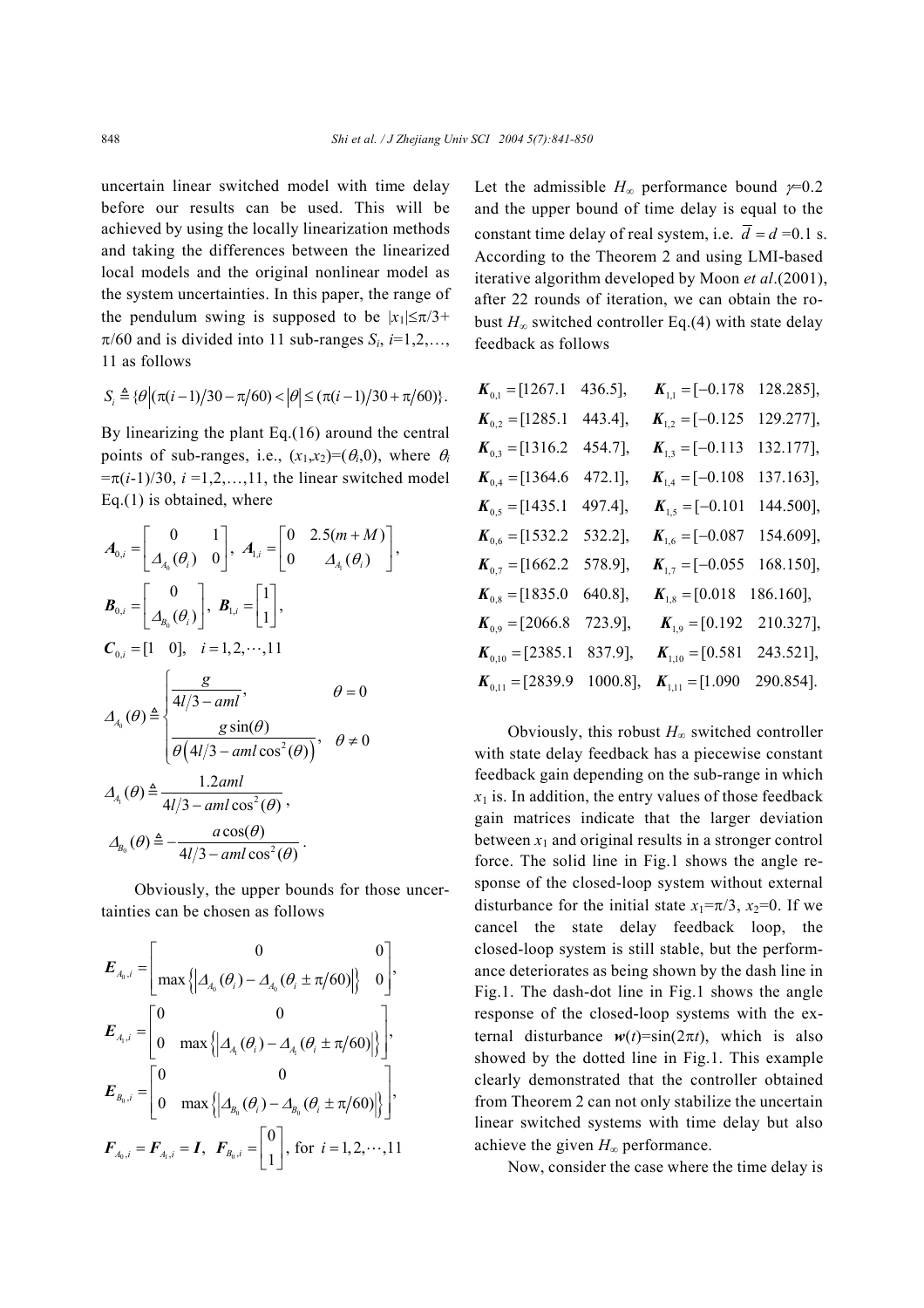uncertain linear switched model with time delay before our results can be used. This will be achieved by using the locally linearization methods and taking the differences between the linearized local models and the original nonlinear model as the system uncertainties. In this paper, the range of the pendulum swing is supposed to be $|x_1|\leq\pi/3+\pi/60$ and is divided into 11 sub-ranges $S_i$, $i$=1,2,…, 11 as follows

$$S_i \triangleq \{\theta \big| (\pi(i-1)/30 - \pi/60) < |\theta| \leq (\pi(i-1)/30 + \pi/60)\}.$$

By linearizing the plant Eq.(16) around the central points of sub-ranges, i.e., $(x_1,x_2)=(\theta_i,0)$, where $\theta_i=\pi(i-1)/30$, $i$ =1,2,…,11, the linear switched model Eq.(1) is obtained, where

$$\boldsymbol{A}_{0,i} = \begin{bmatrix} 0 & 1 \\ \Delta_{A_0}(\theta_i) & 0 \end{bmatrix},\ \boldsymbol{A}_{1,i} = \begin{bmatrix} 0 & 2.5(m+M) \\ 0 & \Delta_{A_1}(\theta_i) \end{bmatrix},$$

$$\boldsymbol{B}_{0,i} = \begin{bmatrix} 0 \\ \Delta_{B_0}(\theta_i) \end{bmatrix},\ \boldsymbol{B}_{1,i} = \begin{bmatrix} 1 \\ 1 \end{bmatrix},$$

$$\boldsymbol{C}_{0,i} = [1 \quad 0],\quad i = 1,2,\cdots,11$$

$$\Delta_{A_0}(\theta) \triangleq \begin{cases} \dfrac{g}{4l/3 - aml}, & \theta = 0 \\ \dfrac{g\sin(\theta)}{\theta\left(4l/3 - aml\cos^2(\theta)\right)}, & \theta \neq 0 \end{cases}$$

$$\Delta_{A_1}(\theta) \triangleq \frac{1.2aml}{4l/3 - aml\cos^2(\theta)},$$

$$\Delta_{B_0}(\theta) \triangleq -\frac{a\cos(\theta)}{4l/3 - aml\cos^2(\theta)}.$$

Obviously, the upper bounds for those uncertainties can be chosen as follows

$$\boldsymbol{E}_{A_0,i} = \begin{bmatrix} 0 & 0 \\ \max\left\{\left|\Delta_{A_0}(\theta_i) - \Delta_{A_0}(\theta_i \pm \pi/60)\right|\right\} & 0 \end{bmatrix},$$

$$\boldsymbol{E}_{A_1,i} = \begin{bmatrix} 0 & 0 \\ 0 & \max\left\{\left|\Delta_{A_1}(\theta_i) - \Delta_{A_1}(\theta_i \pm \pi/60)\right|\right\} \end{bmatrix},$$

$$\boldsymbol{E}_{B_0,i} = \begin{bmatrix} 0 & 0 \\ 0 & \max\left\{\left|\Delta_{B_0}(\theta_i) - \Delta_{B_0}(\theta_i \pm \pi/60)\right|\right\} \end{bmatrix},$$

$$\boldsymbol{F}_{A_0,i} = \boldsymbol{F}_{A_1,i} = \boldsymbol{I},\ \boldsymbol{F}_{B_0,i} = \begin{bmatrix} 0 \\ 1 \end{bmatrix},\ \text{for } i = 1,2,\cdots,11$$

Let the admissible $H_\infty$ performance bound $\gamma$=0.2 and the upper bound of time delay is equal to the constant time delay of real system, i.e. $\bar{d} = d$ =0.1 s. According to the Theorem 2 and using LMI-based iterative algorithm developed by Moon *et al*.(2001), after 22 rounds of iteration, we can obtain the robust $H_\infty$ switched controller Eq.(4) with state delay feedback as follows

$$\boldsymbol{K}_{0,1} = [1267.1 \quad 436.5],\qquad \boldsymbol{K}_{1,1} = [-0.178 \quad 128.285],$$
$$\boldsymbol{K}_{0,2} = [1285.1 \quad 443.4],\qquad \boldsymbol{K}_{1,2} = [-0.125 \quad 129.277],$$
$$\boldsymbol{K}_{0,3} = [1316.2 \quad 454.7],\qquad \boldsymbol{K}_{1,3} = [-0.113 \quad 132.177],$$
$$\boldsymbol{K}_{0,4} = [1364.6 \quad 472.1],\qquad \boldsymbol{K}_{1,4} = [-0.108 \quad 137.163],$$
$$\boldsymbol{K}_{0,5} = [1435.1 \quad 497.4],\qquad \boldsymbol{K}_{1,5} = [-0.101 \quad 144.500],$$
$$\boldsymbol{K}_{0,6} = [1532.2 \quad 532.2],\qquad \boldsymbol{K}_{1,6} = [-0.087 \quad 154.609],$$
$$\boldsymbol{K}_{0,7} = [1662.2 \quad 578.9],\qquad \boldsymbol{K}_{1,7} = [-0.055 \quad 168.150],$$
$$\boldsymbol{K}_{0,8} = [1835.0 \quad 640.8],\qquad \boldsymbol{K}_{1,8} = [0.018 \quad 186.160],$$
$$\boldsymbol{K}_{0,9} = [2066.8 \quad 723.9],\qquad \boldsymbol{K}_{1,9} = [0.192 \quad 210.327],$$
$$\boldsymbol{K}_{0,10} = [2385.1 \quad 837.9],\qquad \boldsymbol{K}_{1,10} = [0.581 \quad 243.521],$$
$$\boldsymbol{K}_{0,11} = [2839.9 \quad 1000.8],\qquad \boldsymbol{K}_{1,11} = [1.090 \quad 290.854].$$

Obviously, this robust $H_\infty$ switched controller with state delay feedback has a piecewise constant feedback gain depending on the sub-range in which $x_1$ is. In addition, the entry values of those feedback gain matrices indicate that the larger deviation between $x_1$ and original results in a stronger control force. The solid line in Fig.1 shows the angle response of the closed-loop system without external disturbance for the initial state $x_1=\pi/3$, $x_2=0$. If we cancel the state delay feedback loop, the closed-loop system is still stable, but the performance deteriorates as being shown by the dash line in Fig.1. The dash-dot line in Fig.1 shows the angle response of the closed-loop systems with the external disturbance $\boldsymbol{w}(t)=\sin(2\pi t)$, which is also showed by the dotted line in Fig.1. This example clearly demonstrated that the controller obtained from Theorem 2 can not only stabilize the uncertain linear switched systems with time delay but also achieve the given $H_\infty$ performance.

Now, consider the case where the time delay is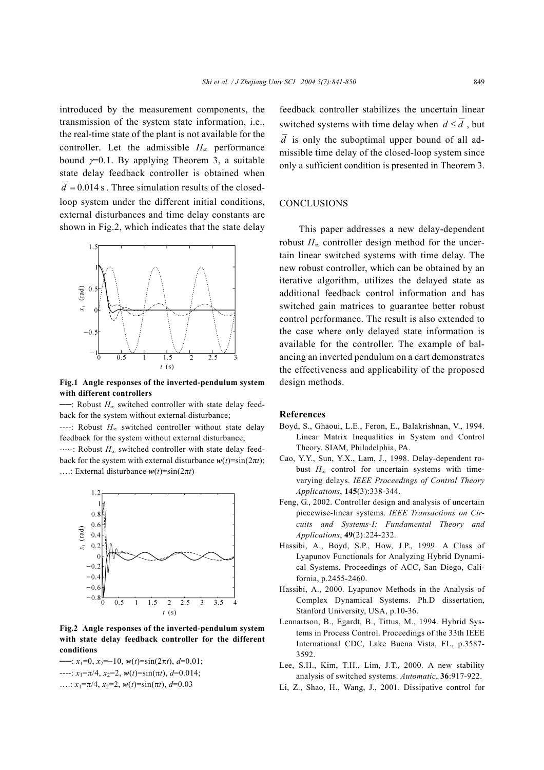introduced by the measurement components, the transmission of the system state information, i.e., the real-time state of the plant is not available for the controller. Let the admissible $H_\infty$ performance bound $\gamma$=0.1. By applying Theorem 3, a suitable state delay feedback controller is obtained when $\bar{d} = 0.014$ s. Three simulation results of the closed-loop system under the different initial conditions, external disturbances and time delay constants are shown in Fig.2, which indicates that the state delay feedback controller stabilizes the uncertain linear switched systems with time delay when $d \le \bar{d}$, but $\bar{d}$ is only the suboptimal upper bound of all admissible time delay of the closed-loop system since only a sufficient condition is presented in Theorem 3.

**Fig.1 Angle responses of the inverted-pendulum system with different controllers**

——: Robust $H_\infty$ switched controller with state delay feedback for the system without external disturbance;

----: Robust $H_\infty$ switched controller without state delay feedback for the system without external disturbance;

-·-·-: Robust $H_\infty$ switched controller with state delay feedback for the system with external disturbance $\boldsymbol{w}(t)=\sin(2\pi t)$;

….: External disturbance $\boldsymbol{w}(t)=\sin(2\pi t)$

**Fig.2 Angle responses of the inverted-pendulum system with state delay feedback controller for the different conditions**

——: $x_1=0$, $x_2=-10$, $\boldsymbol{w}(t)=\sin(2\pi t)$, $d$=0.01;

----: $x_1=\pi/4$, $x_2=2$, $\boldsymbol{w}(t)=\sin(\pi t)$, $d$=0.014;

….: $x_1=\pi/4$, $x_2=2$, $\boldsymbol{w}(t)=\sin(\pi t)$, $d$=0.03

## CONCLUSIONS

This paper addresses a new delay-dependent robust $H_\infty$ controller design method for the uncertain linear switched systems with time delay. The new robust controller, which can be obtained by an iterative algorithm, utilizes the delayed state as additional feedback control information and has switched gain matrices to guarantee better robust control performance. The result is also extended to the case where only delayed state information is available for the controller. The example of balancing an inverted pendulum on a cart demonstrates the effectiveness and applicability of the proposed design methods.

## References

Boyd, S., Ghaoui, L.E., Feron, E., Balakrishnan, V., 1994. Linear Matrix Inequalities in System and Control Theory. SIAM, Philadelphia, PA.

Cao, Y.Y., Sun, Y.X., Lam, J., 1998. Delay-dependent robust $H_\infty$ control for uncertain systems with time-varying delays. *IEEE Proceedings of Control Theory Applications*, **145**(3):338-344.

Feng, G., 2002. Controller design and analysis of uncertain piecewise-linear systems. *IEEE Transactions on Circuits and Systems-I: Fundamental Theory and Applications*, **49**(2):224-232.

Hassibi, A., Boyd, S.P., How, J.P., 1999. A Class of Lyapunov Functionals for Analyzing Hybrid Dynamical Systems. Proceedings of ACC, San Diego, California, p.2455-2460.

Hassibi, A., 2000. Lyapunov Methods in the Analysis of Complex Dynamical Systems. Ph.D dissertation, Stanford University, USA, p.10-36.

Lennartson, B., Egardt, B., Tittus, M., 1994. Hybrid Systems in Process Control. Proceedings of the 33th IEEE International CDC, Lake Buena Vista, FL, p.3587-3592.

Lee, S.H., Kim, T.H., Lim, J.T., 2000. A new stability analysis of switched systems. *Automatic*, **36**:917-922.

Li, Z., Shao, H., Wang, J., 2001. Dissipative control for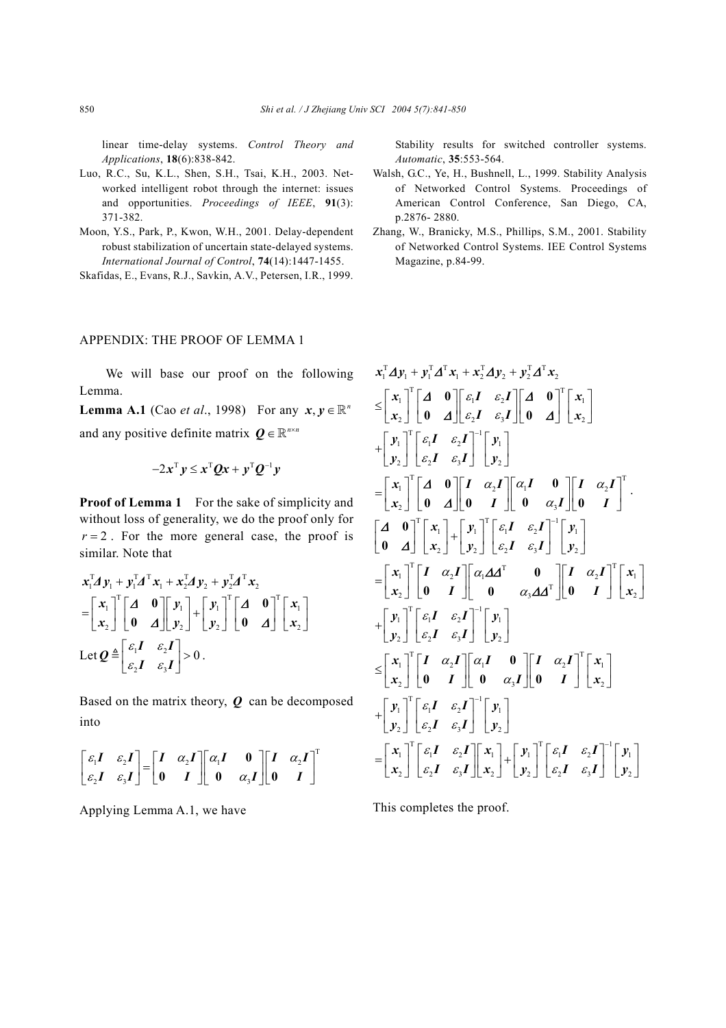linear time-delay systems. *Control Theory and Applications*, **18**(6):838-842.

Luo, R.C., Su, K.L., Shen, S.H., Tsai, K.H., 2003. Networked intelligent robot through the internet: issues and opportunities. *Proceedings of IEEE*, **91**(3): 371-382.

Moon, Y.S., Park, P., Kwon, W.H., 2001. Delay-dependent robust stabilization of uncertain state-delayed systems. *International Journal of Control*, **74**(14):1447-1455.

Skafidas, E., Evans, R.J., Savkin, A.V., Petersen, I.R., 1999. Stability results for switched controller systems. *Automatic*, **35**:553-564.

Walsh, G.C., Ye, H., Bushnell, L., 1999. Stability Analysis of Networked Control Systems. Proceedings of American Control Conference, San Diego, CA, p.2876- 2880.

Zhang, W., Branicky, M.S., Phillips, S.M., 2001. Stability of Networked Control Systems. IEE Control Systems Magazine, p.84-99.

## APPENDIX: THE PROOF OF LEMMA 1

We will base our proof on the following Lemma.

**Lemma A.1** (Cao *et al*., 1998) For any $\boldsymbol{x}, \boldsymbol{y} \in \mathbb{R}^n$ and any positive definite matrix $\boldsymbol{Q} \in \mathbb{R}^{n\times n}$

$$-2\boldsymbol{x}^{\mathrm{T}}\boldsymbol{y} \le \boldsymbol{x}^{\mathrm{T}}\boldsymbol{Q}\boldsymbol{x} + \boldsymbol{y}^{\mathrm{T}}\boldsymbol{Q}^{-1}\boldsymbol{y}$$

**Proof of Lemma 1** For the sake of simplicity and without loss of generality, we do the proof only for $r = 2$. For the more general case, the proof is similar. Note that

$$\boldsymbol{x}_1^{\mathrm{T}}\boldsymbol{\Delta}\boldsymbol{y}_1 + \boldsymbol{y}_1^{\mathrm{T}}\boldsymbol{\Delta}^{\mathrm{T}}\boldsymbol{x}_1 + \boldsymbol{x}_2^{\mathrm{T}}\boldsymbol{\Delta}\boldsymbol{y}_2 + \boldsymbol{y}_2^{\mathrm{T}}\boldsymbol{\Delta}^{\mathrm{T}}\boldsymbol{x}_2 = \begin{bmatrix}\boldsymbol{x}_1\\ \boldsymbol{x}_2\end{bmatrix}^{\mathrm{T}}\begin{bmatrix}\boldsymbol{\Delta} & \boldsymbol{0}\\ \boldsymbol{0} & \boldsymbol{\Delta}\end{bmatrix}\begin{bmatrix}\boldsymbol{y}_1\\ \boldsymbol{y}_2\end{bmatrix} + \begin{bmatrix}\boldsymbol{y}_1\\ \boldsymbol{y}_2\end{bmatrix}^{\mathrm{T}}\begin{bmatrix}\boldsymbol{\Delta} & \boldsymbol{0}\\ \boldsymbol{0} & \boldsymbol{\Delta}\end{bmatrix}^{\mathrm{T}}\begin{bmatrix}\boldsymbol{x}_1\\ \boldsymbol{x}_2\end{bmatrix}$$

Let $\boldsymbol{Q} \triangleq \begin{bmatrix}\varepsilon_1\boldsymbol{I} & \varepsilon_2\boldsymbol{I}\\ \varepsilon_2\boldsymbol{I} & \varepsilon_3\boldsymbol{I}\end{bmatrix} > 0$.

Based on the matrix theory, $\boldsymbol{Q}$ can be decomposed into

$$\begin{bmatrix}\varepsilon_1\boldsymbol{I} & \varepsilon_2\boldsymbol{I}\\ \varepsilon_2\boldsymbol{I} & \varepsilon_3\boldsymbol{I}\end{bmatrix} = \begin{bmatrix}\boldsymbol{I} & \alpha_2\boldsymbol{I}\\ \boldsymbol{0} & \boldsymbol{I}\end{bmatrix}\begin{bmatrix}\alpha_1\boldsymbol{I} & \boldsymbol{0}\\ \boldsymbol{0} & \alpha_3\boldsymbol{I}\end{bmatrix}\begin{bmatrix}\boldsymbol{I} & \alpha_2\boldsymbol{I}\\ \boldsymbol{0} & \boldsymbol{I}\end{bmatrix}^{\mathrm{T}}$$

Applying Lemma A.1, we have

$$\begin{aligned}
&\boldsymbol{x}_1^{\mathrm{T}}\boldsymbol{\Delta}\boldsymbol{y}_1 + \boldsymbol{y}_1^{\mathrm{T}}\boldsymbol{\Delta}^{\mathrm{T}}\boldsymbol{x}_1 + \boldsymbol{x}_2^{\mathrm{T}}\boldsymbol{\Delta}\boldsymbol{y}_2 + \boldsymbol{y}_2^{\mathrm{T}}\boldsymbol{\Delta}^{\mathrm{T}}\boldsymbol{x}_2\\
&\le \begin{bmatrix}\boldsymbol{x}_1\\ \boldsymbol{x}_2\end{bmatrix}^{\mathrm{T}}\begin{bmatrix}\boldsymbol{\Delta} & \boldsymbol{0}\\ \boldsymbol{0} & \boldsymbol{\Delta}\end{bmatrix}\begin{bmatrix}\varepsilon_1\boldsymbol{I} & \varepsilon_2\boldsymbol{I}\\ \varepsilon_2\boldsymbol{I} & \varepsilon_3\boldsymbol{I}\end{bmatrix}\begin{bmatrix}\boldsymbol{\Delta} & \boldsymbol{0}\\ \boldsymbol{0} & \boldsymbol{\Delta}\end{bmatrix}^{\mathrm{T}}\begin{bmatrix}\boldsymbol{x}_1\\ \boldsymbol{x}_2\end{bmatrix} + \begin{bmatrix}\boldsymbol{y}_1\\ \boldsymbol{y}_2\end{bmatrix}^{\mathrm{T}}\begin{bmatrix}\varepsilon_1\boldsymbol{I} & \varepsilon_2\boldsymbol{I}\\ \varepsilon_2\boldsymbol{I} & \varepsilon_3\boldsymbol{I}\end{bmatrix}^{-1}\begin{bmatrix}\boldsymbol{y}_1\\ \boldsymbol{y}_2\end{bmatrix}\\
&= \begin{bmatrix}\boldsymbol{x}_1\\ \boldsymbol{x}_2\end{bmatrix}^{\mathrm{T}}\begin{bmatrix}\boldsymbol{\Delta} & \boldsymbol{0}\\ \boldsymbol{0} & \boldsymbol{\Delta}\end{bmatrix}\begin{bmatrix}\boldsymbol{I} & \alpha_2\boldsymbol{I}\\ \boldsymbol{0} & \boldsymbol{I}\end{bmatrix}\begin{bmatrix}\alpha_1\boldsymbol{I} & \boldsymbol{0}\\ \boldsymbol{0} & \alpha_3\boldsymbol{I}\end{bmatrix}\begin{bmatrix}\boldsymbol{I} & \alpha_2\boldsymbol{I}\\ \boldsymbol{0} & \boldsymbol{I}\end{bmatrix}^{\mathrm{T}}\cdot\begin{bmatrix}\boldsymbol{\Delta} & \boldsymbol{0}\\ \boldsymbol{0} & \boldsymbol{\Delta}\end{bmatrix}^{\mathrm{T}}\begin{bmatrix}\boldsymbol{x}_1\\ \boldsymbol{x}_2\end{bmatrix} + \begin{bmatrix}\boldsymbol{y}_1\\ \boldsymbol{y}_2\end{bmatrix}^{\mathrm{T}}\begin{bmatrix}\varepsilon_1\boldsymbol{I} & \varepsilon_2\boldsymbol{I}\\ \varepsilon_2\boldsymbol{I} & \varepsilon_3\boldsymbol{I}\end{bmatrix}^{-1}\begin{bmatrix}\boldsymbol{y}_1\\ \boldsymbol{y}_2\end{bmatrix}\\
&= \begin{bmatrix}\boldsymbol{x}_1\\ \boldsymbol{x}_2\end{bmatrix}^{\mathrm{T}}\begin{bmatrix}\boldsymbol{I} & \alpha_2\boldsymbol{I}\\ \boldsymbol{0} & \boldsymbol{I}\end{bmatrix}\begin{bmatrix}\alpha_1\boldsymbol{\Delta}\boldsymbol{\Delta}^{\mathrm{T}} & \boldsymbol{0}\\ \boldsymbol{0} & \alpha_3\boldsymbol{\Delta}\boldsymbol{\Delta}^{\mathrm{T}}\end{bmatrix}\begin{bmatrix}\boldsymbol{I} & \alpha_2\boldsymbol{I}\\ \boldsymbol{0} & \boldsymbol{I}\end{bmatrix}^{\mathrm{T}}\begin{bmatrix}\boldsymbol{x}_1\\ \boldsymbol{x}_2\end{bmatrix} + \begin{bmatrix}\boldsymbol{y}_1\\ \boldsymbol{y}_2\end{bmatrix}^{\mathrm{T}}\begin{bmatrix}\varepsilon_1\boldsymbol{I} & \varepsilon_2\boldsymbol{I}\\ \varepsilon_2\boldsymbol{I} & \varepsilon_3\boldsymbol{I}\end{bmatrix}^{-1}\begin{bmatrix}\boldsymbol{y}_1\\ \boldsymbol{y}_2\end{bmatrix}\\
&\le \begin{bmatrix}\boldsymbol{x}_1\\ \boldsymbol{x}_2\end{bmatrix}^{\mathrm{T}}\begin{bmatrix}\boldsymbol{I} & \alpha_2\boldsymbol{I}\\ \boldsymbol{0} & \boldsymbol{I}\end{bmatrix}\begin{bmatrix}\alpha_1\boldsymbol{I} & \boldsymbol{0}\\ \boldsymbol{0} & \alpha_3\boldsymbol{I}\end{bmatrix}\begin{bmatrix}\boldsymbol{I} & \alpha_2\boldsymbol{I}\\ \boldsymbol{0} & \boldsymbol{I}\end{bmatrix}^{\mathrm{T}}\begin{bmatrix}\boldsymbol{x}_1\\ \boldsymbol{x}_2\end{bmatrix} + \begin{bmatrix}\boldsymbol{y}_1\\ \boldsymbol{y}_2\end{bmatrix}^{\mathrm{T}}\begin{bmatrix}\varepsilon_1\boldsymbol{I} & \varepsilon_2\boldsymbol{I}\\ \varepsilon_2\boldsymbol{I} & \varepsilon_3\boldsymbol{I}\end{bmatrix}^{-1}\begin{bmatrix}\boldsymbol{y}_1\\ \boldsymbol{y}_2\end{bmatrix}\\
&= \begin{bmatrix}\boldsymbol{x}_1\\ \boldsymbol{x}_2\end{bmatrix}^{\mathrm{T}}\begin{bmatrix}\varepsilon_1\boldsymbol{I} & \varepsilon_2\boldsymbol{I}\\ \varepsilon_2\boldsymbol{I} & \varepsilon_3\boldsymbol{I}\end{bmatrix}\begin{bmatrix}\boldsymbol{x}_1\\ \boldsymbol{x}_2\end{bmatrix} + \begin{bmatrix}\boldsymbol{y}_1\\ \boldsymbol{y}_2\end{bmatrix}^{\mathrm{T}}\begin{bmatrix}\varepsilon_1\boldsymbol{I} & \varepsilon_2\boldsymbol{I}\\ \varepsilon_2\boldsymbol{I} & \varepsilon_3\boldsymbol{I}\end{bmatrix}^{-1}\begin{bmatrix}\boldsymbol{y}_1\\ \boldsymbol{y}_2\end{bmatrix}
\end{aligned}$$

This completes the proof.